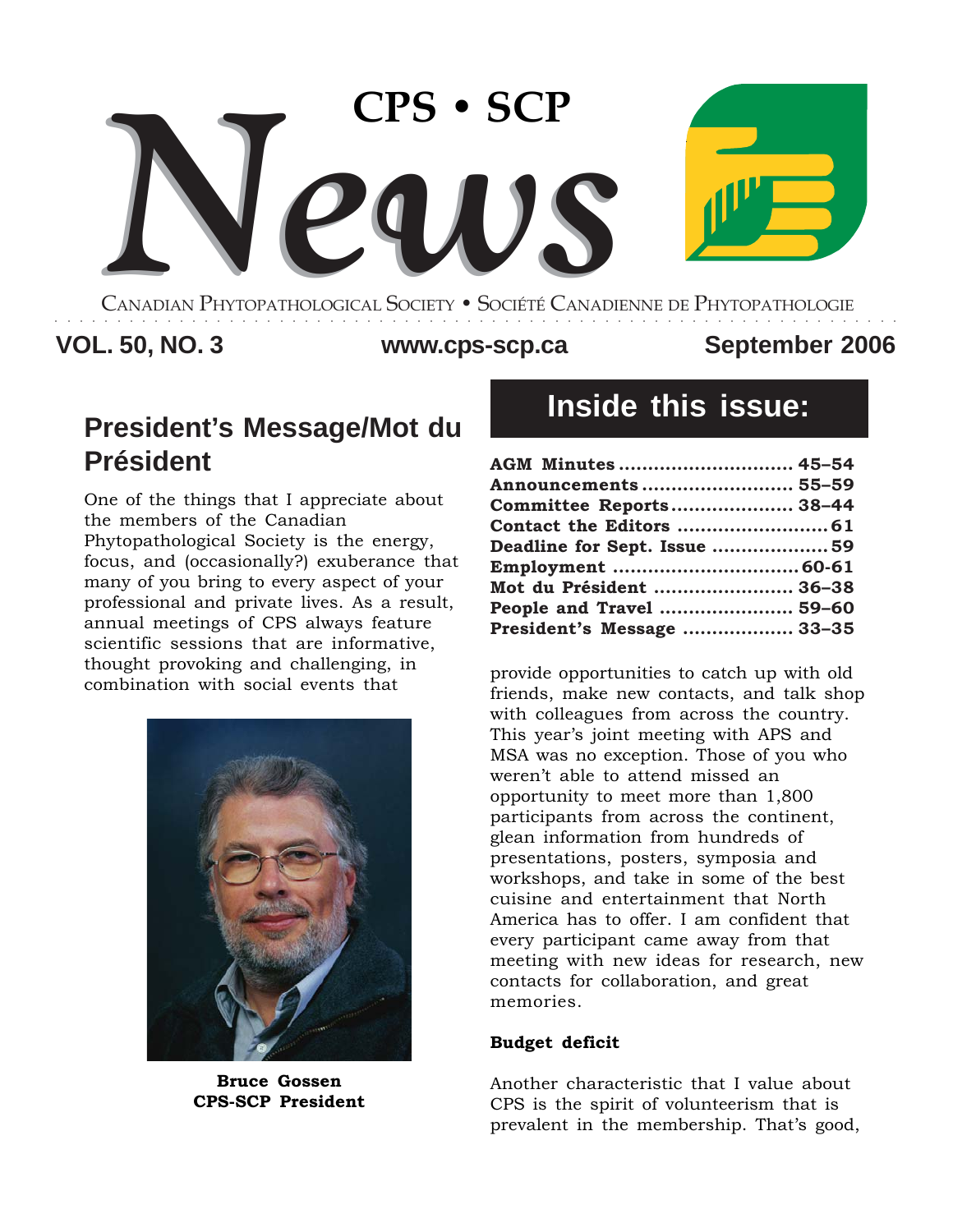# CPS • SCP News

CANADIAN PHYTOPATHOLOGICAL SOCIETY • SOCIÉTÉ CANADIENNE DE PHYTOPATHOLOGIE

**VOL. 50, NO. 3** **www.cps-scp.ca** **September 2006**

## Inside this issue:

| | |
|---|---|
| **AGM Minutes** | **45–54** |
| **Announcements** | **55–59** |
| **Committee Reports** | **38–44** |
| **Contact the Editors** | **61** |
| **Deadline for Sept. Issue** | **59** |
| **Employment** | **60-61** |
| **Mot du Président** | **36–38** |
| **People and Travel** | **59–60** |
| **President's Message** | **33–35** |

## President's Message/Mot du Président

One of the things that I appreciate about the members of the Canadian Phytopathological Society is the energy, focus, and (occasionally?) exuberance that many of you bring to every aspect of your professional and private lives. As a result, annual meetings of CPS always feature scientific sessions that are informative, thought provoking and challenging, in combination with social events that provide opportunities to catch up with old friends, make new contacts, and talk shop with colleagues from across the country. This year's joint meeting with APS and MSA was no exception. Those of you who weren't able to attend missed an opportunity to meet more than 1,800 participants from across the continent, glean information from hundreds of presentations, posters, symposia and workshops, and take in some of the best cuisine and entertainment that North America has to offer. I am confident that every participant came away from that meeting with new ideas for research, new contacts for collaboration, and great memories.

**Bruce Gossen**
**CPS-SCP President**

**Budget deficit**

Another characteristic that I value about CPS is the spirit of volunteerism that is prevalent in the membership. That's good,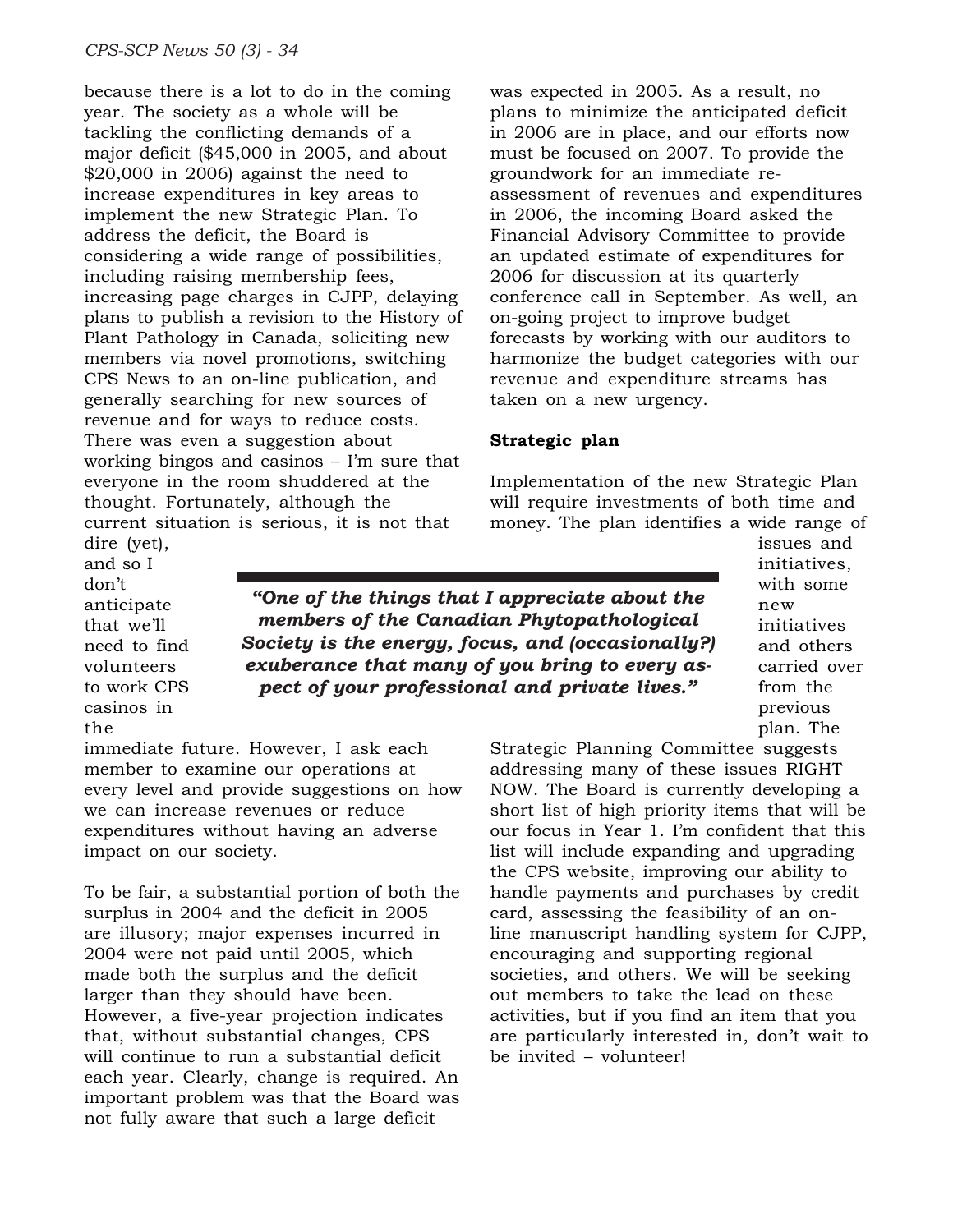because there is a lot to do in the coming year. The society as a whole will be tackling the conflicting demands of a major deficit ($45,000 in 2005, and about $20,000 in 2006) against the need to increase expenditures in key areas to implement the new Strategic Plan. To address the deficit, the Board is considering a wide range of possibilities, including raising membership fees, increasing page charges in CJPP, delaying plans to publish a revision to the History of Plant Pathology in Canada, soliciting new members via novel promotions, switching CPS News to an on-line publication, and generally searching for new sources of revenue and for ways to reduce costs. There was even a suggestion about working bingos and casinos – I'm sure that everyone in the room shuddered at the thought. Fortunately, although the current situation is serious, it is not that dire (yet), and so I don't anticipate that we'll need to find volunteers to work CPS casinos in the immediate future. However, I ask each member to examine our operations at every level and provide suggestions on how we can increase revenues or reduce expenditures without having an adverse impact on our society.

> ***"One of the things that I appreciate about the members of the Canadian Phytopathological Society is the energy, focus, and (occasionally?) exuberance that many of you bring to every aspect of your professional and private lives."***

To be fair, a substantial portion of both the surplus in 2004 and the deficit in 2005 are illusory; major expenses incurred in 2004 were not paid until 2005, which made both the surplus and the deficit larger than they should have been. However, a five-year projection indicates that, without substantial changes, CPS will continue to run a substantial deficit each year. Clearly, change is required. An important problem was that the Board was not fully aware that such a large deficit was expected in 2005. As a result, no plans to minimize the anticipated deficit in 2006 are in place, and our efforts now must be focused on 2007. To provide the groundwork for an immediate re-assessment of revenues and expenditures in 2006, the incoming Board asked the Financial Advisory Committee to provide an updated estimate of expenditures for 2006 for discussion at its quarterly conference call in September. As well, an on-going project to improve budget forecasts by working with our auditors to harmonize the budget categories with our revenue and expenditure streams has taken on a new urgency.

**Strategic plan**

Implementation of the new Strategic Plan will require investments of both time and money. The plan identifies a wide range of issues and initiatives, with some new initiatives and others carried over from the previous plan. The Strategic Planning Committee suggests addressing many of these issues RIGHT NOW. The Board is currently developing a short list of high priority items that will be our focus in Year 1. I'm confident that this list will include expanding and upgrading the CPS website, improving our ability to handle payments and purchases by credit card, assessing the feasibility of an on-line manuscript handling system for CJPP, encouraging and supporting regional societies, and others. We will be seeking out members to take the lead on these activities, but if you find an item that you are particularly interested in, don't wait to be invited – volunteer!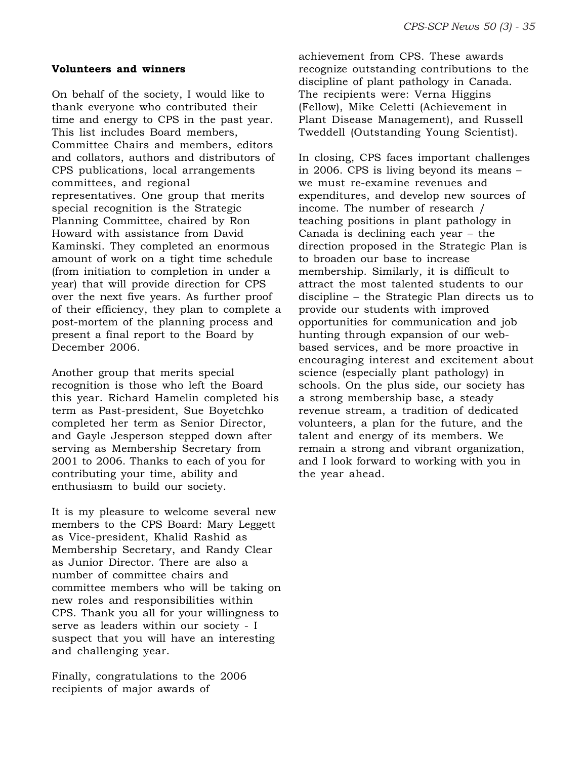**Volunteers and winners**

On behalf of the society, I would like to thank everyone who contributed their time and energy to CPS in the past year. This list includes Board members, Committee Chairs and members, editors and collators, authors and distributors of CPS publications, local arrangements committees, and regional representatives. One group that merits special recognition is the Strategic Planning Committee, chaired by Ron Howard with assistance from David Kaminski. They completed an enormous amount of work on a tight time schedule (from initiation to completion in under a year) that will provide direction for CPS over the next five years. As further proof of their efficiency, they plan to complete a post-mortem of the planning process and present a final report to the Board by December 2006.

Another group that merits special recognition is those who left the Board this year. Richard Hamelin completed his term as Past-president, Sue Boyetchko completed her term as Senior Director, and Gayle Jesperson stepped down after serving as Membership Secretary from 2001 to 2006. Thanks to each of you for contributing your time, ability and enthusiasm to build our society.

It is my pleasure to welcome several new members to the CPS Board: Mary Leggett as Vice-president, Khalid Rashid as Membership Secretary, and Randy Clear as Junior Director. There are also a number of committee chairs and committee members who will be taking on new roles and responsibilities within CPS. Thank you all for your willingness to serve as leaders within our society - I suspect that you will have an interesting and challenging year.

Finally, congratulations to the 2006 recipients of major awards of achievement from CPS. These awards recognize outstanding contributions to the discipline of plant pathology in Canada. The recipients were: Verna Higgins (Fellow), Mike Celetti (Achievement in Plant Disease Management), and Russell Tweddell (Outstanding Young Scientist).

In closing, CPS faces important challenges in 2006. CPS is living beyond its means – we must re-examine revenues and expenditures, and develop new sources of income. The number of research / teaching positions in plant pathology in Canada is declining each year – the direction proposed in the Strategic Plan is to broaden our base to increase membership. Similarly, it is difficult to attract the most talented students to our discipline – the Strategic Plan directs us to provide our students with improved opportunities for communication and job hunting through expansion of our web-based services, and be more proactive in encouraging interest and excitement about science (especially plant pathology) in schools. On the plus side, our society has a strong membership base, a steady revenue stream, a tradition of dedicated volunteers, a plan for the future, and the talent and energy of its members. We remain a strong and vibrant organization, and I look forward to working with you in the year ahead.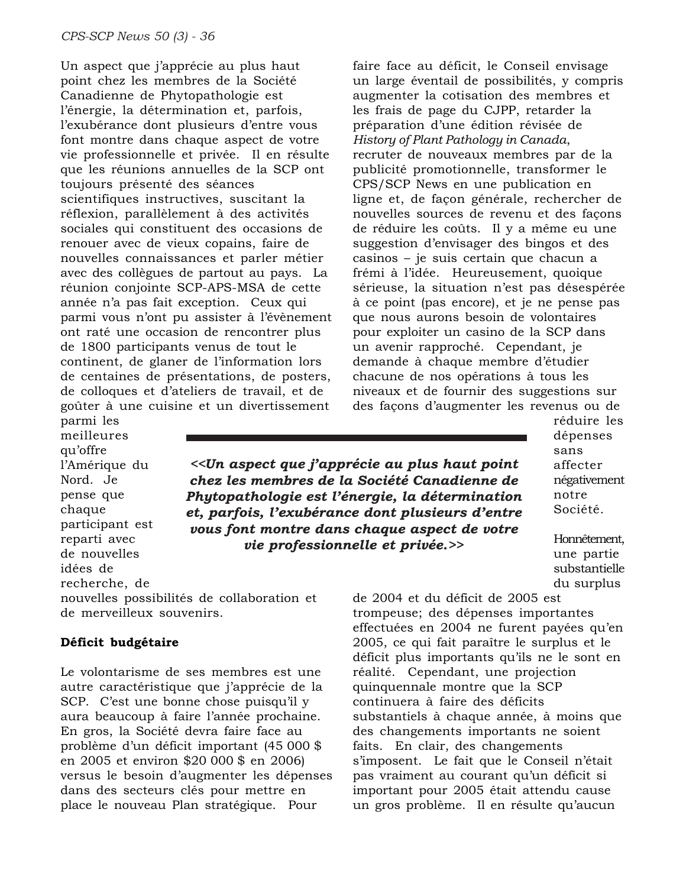Un aspect que j'apprécie au plus haut point chez les membres de la Société Canadienne de Phytopathologie est l'énergie, la détermination et, parfois, l'exubérance dont plusieurs d'entre vous font montre dans chaque aspect de votre vie professionnelle et privée. Il en résulte que les réunions annuelles de la SCP ont toujours présenté des séances scientifiques instructives, suscitant la réflexion, parallèlement à des activités sociales qui constituent des occasions de renouer avec de vieux copains, faire de nouvelles connaissances et parler métier avec des collègues de partout au pays. La réunion conjointe SCP-APS-MSA de cette année n'a pas fait exception. Ceux qui parmi vous n'ont pu assister à l'évènement ont raté une occasion de rencontrer plus de 1800 participants venus de tout le continent, de glaner de l'information lors de centaines de présentations, de posters, de colloques et d'ateliers de travail, et de goûter à une cuisine et un divertissement parmi les meilleures qu'offre l'Amérique du Nord. Je pense que chaque participant est reparti avec de nouvelles idées de recherche, de nouvelles possibilités de collaboration et de merveilleux souvenirs.

> ***<<Un aspect que j'apprécie au plus haut point chez les membres de la Société Canadienne de Phytopathologie est l'énergie, la détermination et, parfois, l'exubérance dont plusieurs d'entre vous font montre dans chaque aspect de votre vie professionnelle et privée.>>***

**Déficit budgétaire**

Le volontarisme de ses membres est une autre caractéristique que j'apprécie de la SCP. C'est une bonne chose puisqu'il y aura beaucoup à faire l'année prochaine. En gros, la Société devra faire face au problème d'un déficit important (45 000 $ en 2005 et environ $20 000 $ en 2006) versus le besoin d'augmenter les dépenses dans des secteurs clés pour mettre en place le nouveau Plan stratégique. Pour faire face au déficit, le Conseil envisage un large éventail de possibilités, y compris augmenter la cotisation des membres et les frais de page du CJPP, retarder la préparation d'une édition révisée de *History of Plant Pathology in Canada*, recruter de nouveaux membres par de la publicité promotionnelle, transformer le CPS/SCP News en une publication en ligne et, de façon générale, rechercher de nouvelles sources de revenu et des façons de réduire les coûts. Il y a même eu une suggestion d'envisager des bingos et des casinos – je suis certain que chacun a frémi à l'idée. Heureusement, quoique sérieuse, la situation n'est pas désespérée à ce point (pas encore), et je ne pense pas que nous aurons besoin de volontaires pour exploiter un casino de la SCP dans un avenir rapproché. Cependant, je demande à chaque membre d'étudier chacune de nos opérations à tous les niveaux et de fournir des suggestions sur des façons d'augmenter les revenus ou de réduire les dépenses sans affecter négativement notre Société.

Honnêtement, une partie substantielle du surplus de 2004 et du déficit de 2005 est trompeuse; des dépenses importantes effectuées en 2004 ne furent payées qu'en 2005, ce qui fait paraître le surplus et le déficit plus importants qu'ils ne le sont en réalité. Cependant, une projection quinquennale montre que la SCP continuera à faire des déficits substantiels à chaque année, à moins que des changements importants ne soient faits. En clair, des changements s'imposent. Le fait que le Conseil n'était pas vraiment au courant qu'un déficit si important pour 2005 était attendu cause un gros problème. Il en résulte qu'aucun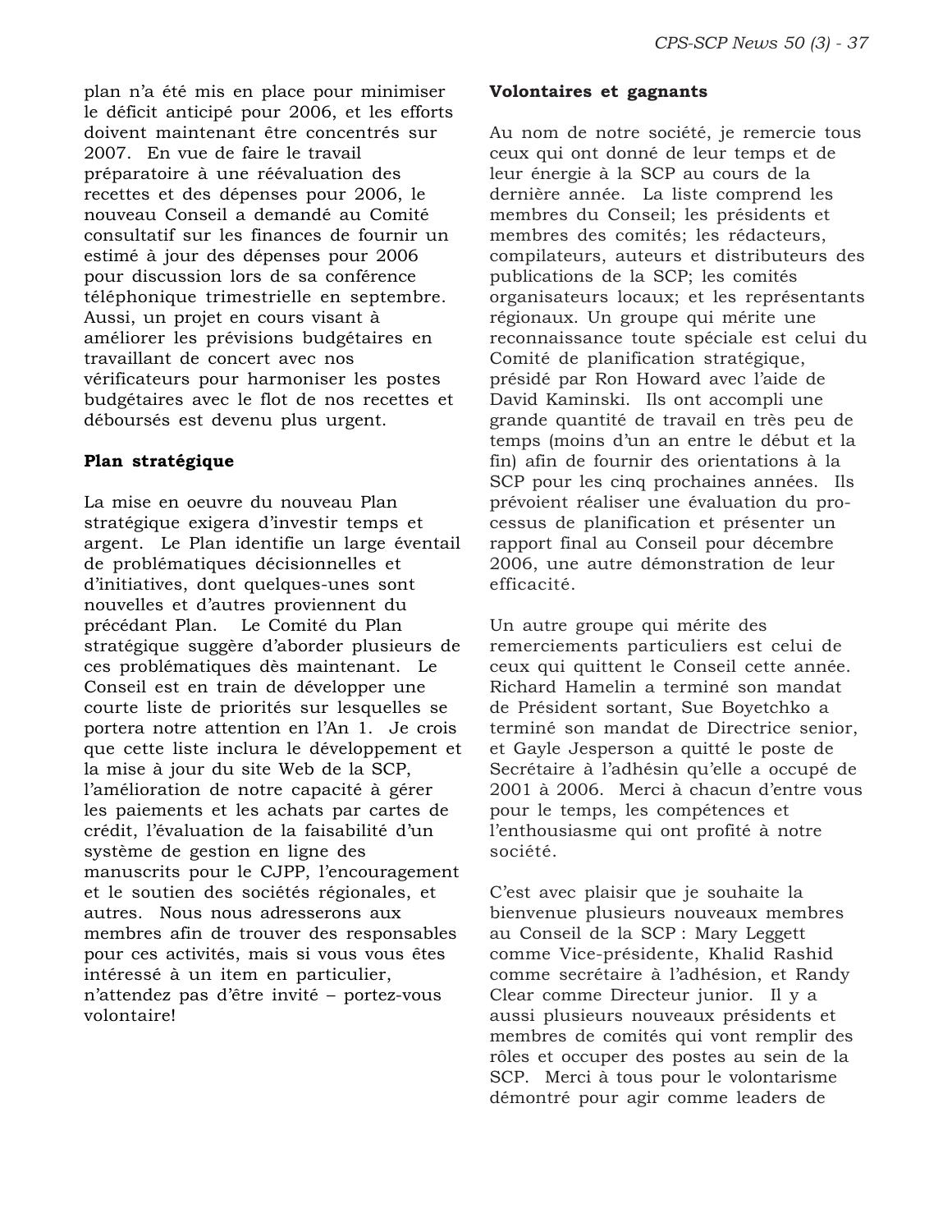plan n'a été mis en place pour minimiser le déficit anticipé pour 2006, et les efforts doivent maintenant être concentrés sur 2007. En vue de faire le travail préparatoire à une réévaluation des recettes et des dépenses pour 2006, le nouveau Conseil a demandé au Comité consultatif sur les finances de fournir un estimé à jour des dépenses pour 2006 pour discussion lors de sa conférence téléphonique trimestrielle en septembre. Aussi, un projet en cours visant à améliorer les prévisions budgétaires en travaillant de concert avec nos vérificateurs pour harmoniser les postes budgétaires avec le flot de nos recettes et déboursés est devenu plus urgent.

**Plan stratégique**

La mise en oeuvre du nouveau Plan stratégique exigera d'investir temps et argent. Le Plan identifie un large éventail de problématiques décisionnelles et d'initiatives, dont quelques-unes sont nouvelles et d'autres proviennent du précédant Plan. Le Comité du Plan stratégique suggère d'aborder plusieurs de ces problématiques dès maintenant. Le Conseil est en train de développer une courte liste de priorités sur lesquelles se portera notre attention en l'An 1. Je crois que cette liste inclura le développement et la mise à jour du site Web de la SCP, l'amélioration de notre capacité à gérer les paiements et les achats par cartes de crédit, l'évaluation de la faisabilité d'un système de gestion en ligne des manuscrits pour le CJPP, l'encouragement et le soutien des sociétés régionales, et autres. Nous nous adresserons aux membres afin de trouver des responsables pour ces activités, mais si vous vous êtes intéressé à un item en particulier, n'attendez pas d'être invité – portez-vous volontaire!

**Volontaires et gagnants**

Au nom de notre société, je remercie tous ceux qui ont donné de leur temps et de leur énergie à la SCP au cours de la dernière année. La liste comprend les membres du Conseil; les présidents et membres des comités; les rédacteurs, compilateurs, auteurs et distributeurs des publications de la SCP; les comités organisateurs locaux; et les représentants régionaux. Un groupe qui mérite une reconnaissance toute spéciale est celui du Comité de planification stratégique, présidé par Ron Howard avec l'aide de David Kaminski. Ils ont accompli une grande quantité de travail en très peu de temps (moins d'un an entre le début et la fin) afin de fournir des orientations à la SCP pour les cinq prochaines années. Ils prévoient réaliser une évaluation du processus de planification et présenter un rapport final au Conseil pour décembre 2006, une autre démonstration de leur efficacité.

Un autre groupe qui mérite des remerciements particuliers est celui de ceux qui quittent le Conseil cette année. Richard Hamelin a terminé son mandat de Président sortant, Sue Boyetchko a terminé son mandat de Directrice senior, et Gayle Jesperson a quitté le poste de Secrétaire à l'adhésin qu'elle a occupé de 2001 à 2006. Merci à chacun d'entre vous pour le temps, les compétences et l'enthousiasme qui ont profité à notre société.

C'est avec plaisir que je souhaite la bienvenue plusieurs nouveaux membres au Conseil de la SCP : Mary Leggett comme Vice-présidente, Khalid Rashid comme secrétaire à l'adhésion, et Randy Clear comme Directeur junior. Il y a aussi plusieurs nouveaux présidents et membres de comités qui vont remplir des rôles et occuper des postes au sein de la SCP. Merci à tous pour le volontarisme démontré pour agir comme leaders de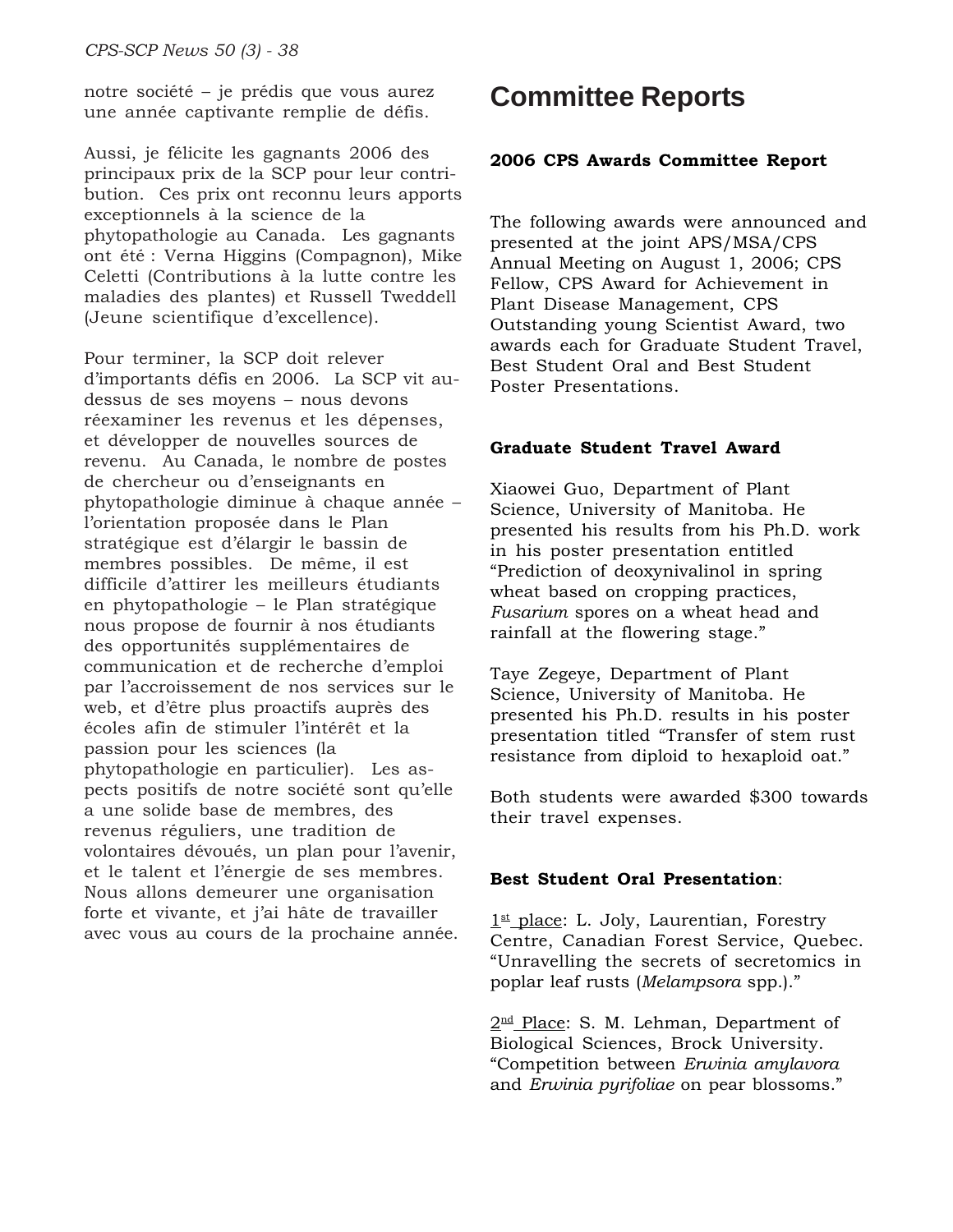notre société – je prédis que vous aurez une année captivante remplie de défis.

Aussi, je félicite les gagnants 2006 des principaux prix de la SCP pour leur contribution. Ces prix ont reconnu leurs apports exceptionnels à la science de la phytopathologie au Canada. Les gagnants ont été : Verna Higgins (Compagnon), Mike Celetti (Contributions à la lutte contre les maladies des plantes) et Russell Tweddell (Jeune scientifique d'excellence).

Pour terminer, la SCP doit relever d'importants défis en 2006. La SCP vit au-dessus de ses moyens – nous devons réexaminer les revenus et les dépenses, et développer de nouvelles sources de revenu. Au Canada, le nombre de postes de chercheur ou d'enseignants en phytopathologie diminue à chaque année – l'orientation proposée dans le Plan stratégique est d'élargir le bassin de membres possibles. De même, il est difficile d'attirer les meilleurs étudiants en phytopathologie – le Plan stratégique nous propose de fournir à nos étudiants des opportunités supplémentaires de communication et de recherche d'emploi par l'accroissement de nos services sur le web, et d'être plus proactifs auprès des écoles afin de stimuler l'intérêt et la passion pour les sciences (la phytopathologie en particulier). Les aspects positifs de notre société sont qu'elle a une solide base de membres, des revenus réguliers, une tradition de volontaires dévoués, un plan pour l'avenir, et le talent et l'énergie de ses membres. Nous allons demeurer une organisation forte et vivante, et j'ai hâte de travailler avec vous au cours de la prochaine année.

# Committee Reports

### 2006 CPS Awards Committee Report

The following awards were announced and presented at the joint APS/MSA/CPS Annual Meeting on August 1, 2006; CPS Fellow, CPS Award for Achievement in Plant Disease Management, CPS Outstanding young Scientist Award, two awards each for Graduate Student Travel, Best Student Oral and Best Student Poster Presentations.

**Graduate Student Travel Award**

Xiaowei Guo, Department of Plant Science, University of Manitoba. He presented his results from his Ph.D. work in his poster presentation entitled "Prediction of deoxynivalinol in spring wheat based on cropping practices, *Fusarium* spores on a wheat head and rainfall at the flowering stage."

Taye Zegeye, Department of Plant Science, University of Manitoba. He presented his Ph.D. results in his poster presentation titled "Transfer of stem rust resistance from diploid to hexaploid oat."

Both students were awarded $300 towards their travel expenses.

**Best Student Oral Presentation**:

1st place: L. Joly, Laurentian, Forestry Centre, Canadian Forest Service, Quebec. "Unravelling the secrets of secretomics in poplar leaf rusts (*Melampsora* spp.)."

2nd Place: S. M. Lehman, Department of Biological Sciences, Brock University. "Competition between *Erwinia amylavora* and *Erwinia pyrifoliae* on pear blossoms."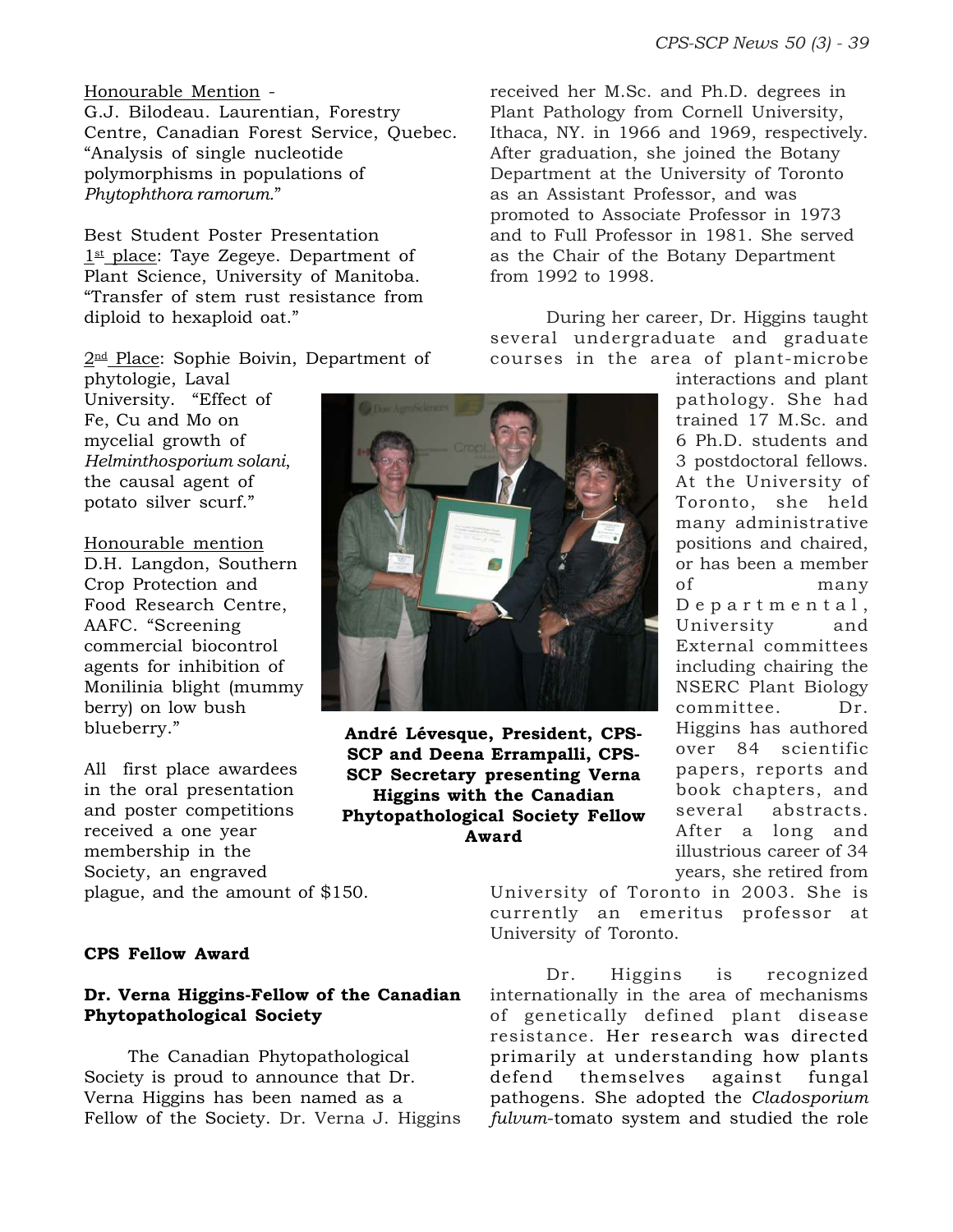Honourable Mention -
G.J. Bilodeau. Laurentian, Forestry Centre, Canadian Forest Service, Quebec. "Analysis of single nucleotide polymorphisms in populations of *Phytophthora ramorum.*"

Best Student Poster Presentation
1st place: Taye Zegeye. Department of Plant Science, University of Manitoba. "Transfer of stem rust resistance from diploid to hexaploid oat."

2nd Place: Sophie Boivin, Department of phytologie, Laval University. "Effect of Fe, Cu and Mo on mycelial growth of *Helminthosporium solani*, the causal agent of potato silver scurf."

Honourable mention
D.H. Langdon, Southern Crop Protection and Food Research Centre, AAFC. "Screening commercial biocontrol agents for inhibition of Monilinia blight (mummy berry) on low bush blueberry."

All first place awardees in the oral presentation and poster competitions received a one year membership in the Society, an engraved plague, and the amount of $150.

**André Lévesque, President, CPS-SCP and Deena Errampalli, CPS-SCP Secretary presenting Verna Higgins with the Canadian Phytopathological Society Fellow Award**

**CPS Fellow Award**

**Dr. Verna Higgins-Fellow of the Canadian Phytopathological Society**

The Canadian Phytopathological Society is proud to announce that Dr. Verna Higgins has been named as a Fellow of the Society. Dr. Verna J. Higgins received her M.Sc. and Ph.D. degrees in Plant Pathology from Cornell University, Ithaca, NY. in 1966 and 1969, respectively. After graduation, she joined the Botany Department at the University of Toronto as an Assistant Professor, and was promoted to Associate Professor in 1973 and to Full Professor in 1981. She served as the Chair of the Botany Department from 1992 to 1998.

During her career, Dr. Higgins taught several undergraduate and graduate courses in the area of plant-microbe interactions and plant pathology. She had trained 17 M.Sc. and 6 Ph.D. students and 3 postdoctoral fellows. At the University of Toronto, she held many administrative positions and chaired, or has been a member of many Departmental, University and External committees including chairing the NSERC Plant Biology committee. Dr. Higgins has authored over 84 scientific papers, reports and book chapters, and several abstracts. After a long and illustrious career of 34 years, she retired from University of Toronto in 2003. She is currently an emeritus professor at University of Toronto.

Dr. Higgins is recognized internationally in the area of mechanisms of genetically defined plant disease resistance. Her research was directed primarily at understanding how plants defend themselves against fungal pathogens. She adopted the *Cladosporium fulvum*-tomato system and studied the role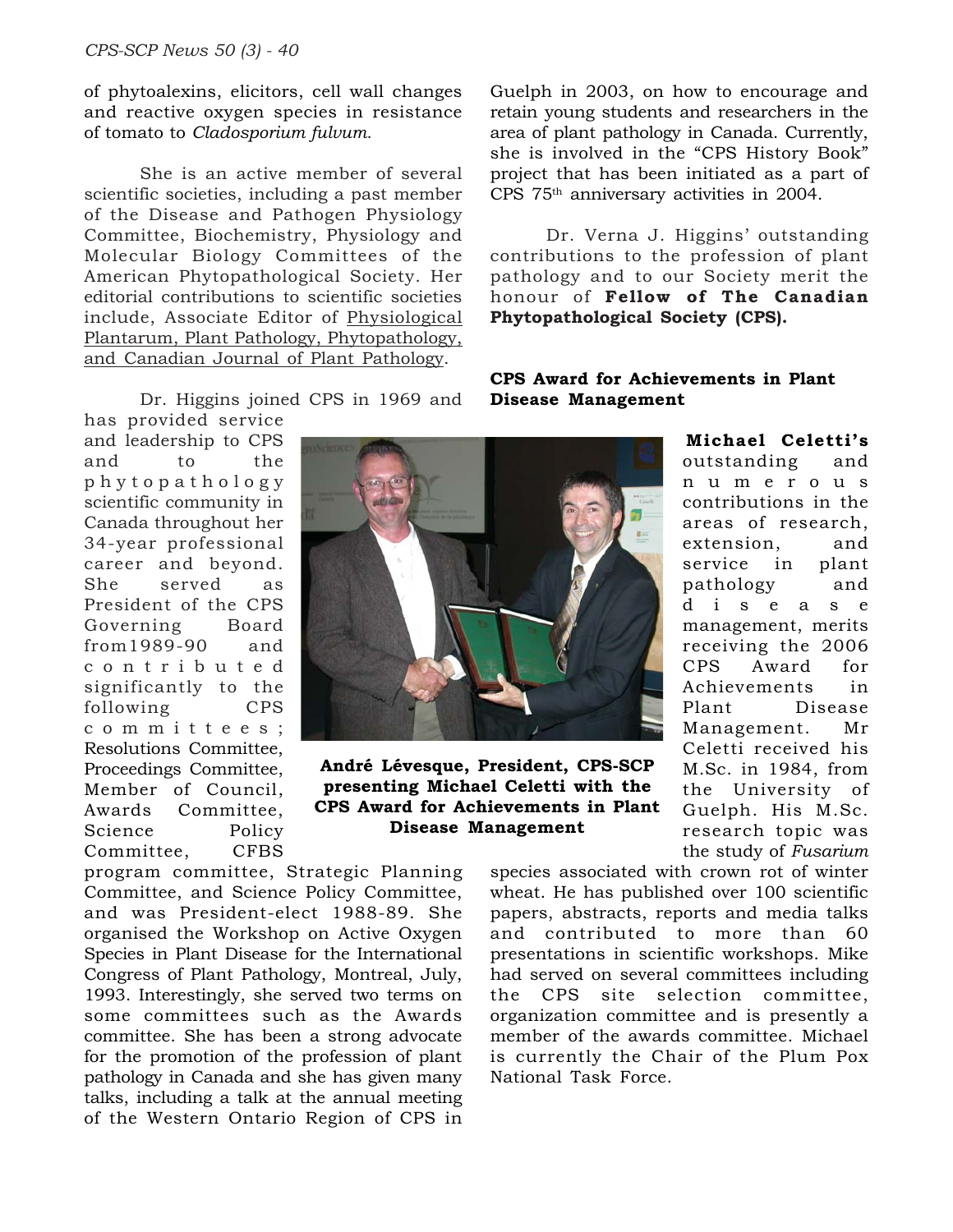of phytoalexins, elicitors, cell wall changes and reactive oxygen species in resistance of tomato to *Cladosporium fulvum*.

She is an active member of several scientific societies, including a past member of the Disease and Pathogen Physiology Committee, Biochemistry, Physiology and Molecular Biology Committees of the American Phytopathological Society. Her editorial contributions to scientific societies include, Associate Editor of Physiological Plantarum, Plant Pathology, Phytopathology, and Canadian Journal of Plant Pathology.

Dr. Higgins joined CPS in 1969 and has provided service and leadership to CPS and to the phytopathology scientific community in Canada throughout her 34-year professional career and beyond. She served as President of the CPS Governing Board from1989-90 and contributed significantly to the following CPS committees; Resolutions Committee, Proceedings Committee, Member of Council, Awards Committee, Science Policy Committee, CFBS program committee, Strategic Planning Committee, and Science Policy Committee, and was President-elect 1988-89. She organised the Workshop on Active Oxygen Species in Plant Disease for the International Congress of Plant Pathology, Montreal, July, 1993. Interestingly, she served two terms on some committees such as the Awards committee. She has been a strong advocate for the promotion of the profession of plant pathology in Canada and she has given many talks, including a talk at the annual meeting of the Western Ontario Region of CPS in Guelph in 2003, on how to encourage and retain young students and researchers in the area of plant pathology in Canada. Currently, she is involved in the "CPS History Book" project that has been initiated as a part of CPS 75th anniversary activities in 2004.

Dr. Verna J. Higgins' outstanding contributions to the profession of plant pathology and to our Society merit the honour of **Fellow of The Canadian Phytopathological Society (CPS).**

**CPS Award for Achievements in Plant Disease Management**

**André Lévesque, President, CPS-SCP presenting Michael Celetti with the CPS Award for Achievements in Plant Disease Management**

**Michael Celetti's** outstanding and numerous contributions in the areas of research, extension, and service in plant pathology and disease management, merits receiving the 2006 CPS Award for Achievements in Plant Disease Management. Mr Celetti received his M.Sc. in 1984, from the University of Guelph. His M.Sc. research topic was the study of *Fusarium* species associated with crown rot of winter wheat. He has published over 100 scientific papers, abstracts, reports and media talks and contributed to more than 60 presentations in scientific workshops. Mike had served on several committees including the CPS site selection committee, organization committee and is presently a member of the awards committee. Michael is currently the Chair of the Plum Pox National Task Force.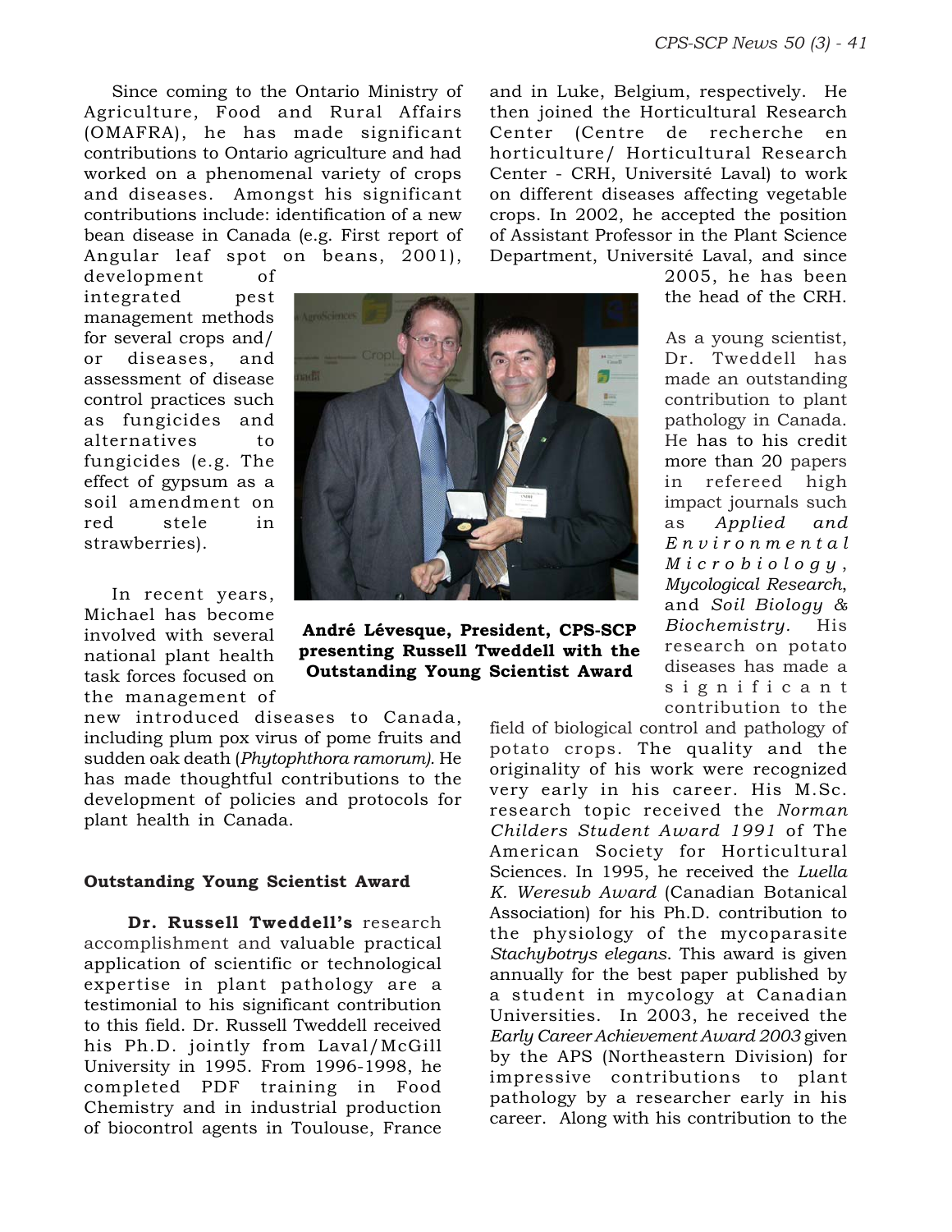Since coming to the Ontario Ministry of Agriculture, Food and Rural Affairs (OMAFRA), he has made significant contributions to Ontario agriculture and had worked on a phenomenal variety of crops and diseases. Amongst his significant contributions include: identification of a new bean disease in Canada (e.g. First report of Angular leaf spot on beans, 2001), development of integrated pest management methods for several crops and/ or diseases, and assessment of disease control practices such as fungicides and alternatives to fungicides (e.g. The effect of gypsum as a soil amendment on red stele in strawberries).

In recent years, Michael has become involved with several national plant health task forces focused on the management of new introduced diseases to Canada, including plum pox virus of pome fruits and sudden oak death (*Phytophthora ramorum).* He has made thoughtful contributions to the development of policies and protocols for plant health in Canada.

**André Lévesque, President, CPS-SCP presenting Russell Tweddell with the Outstanding Young Scientist Award**

### Outstanding Young Scientist Award

**Dr. Russell Tweddell's** research accomplishment and valuable practical application of scientific or technological expertise in plant pathology are a testimonial to his significant contribution to this field. Dr. Russell Tweddell received his Ph.D. jointly from Laval/McGill University in 1995. From 1996-1998, he completed PDF training in Food Chemistry and in industrial production of biocontrol agents in Toulouse, France and in Luke, Belgium, respectively. He then joined the Horticultural Research Center (Centre de recherche en horticulture/ Horticultural Research Center - CRH, Université Laval) to work on different diseases affecting vegetable crops. In 2002, he accepted the position of Assistant Professor in the Plant Science Department, Université Laval, and since 2005, he has been the head of the CRH.

As a young scientist, Dr. Tweddell has made an outstanding contribution to plant pathology in Canada. He has to his credit more than 20 papers in refereed high impact journals such as *Applied and Environmental Microbiology*, *Mycological Research*, and *Soil Biology & Biochemistry*. His research on potato diseases has made a significant contribution to the field of biological control and pathology of potato crops. The quality and the originality of his work were recognized very early in his career. His M.Sc. research topic received the *Norman Childers Student Award 1991* of The American Society for Horticultural Sciences. In 1995, he received the *Luella K. Weresub Award* (Canadian Botanical Association) for his Ph.D. contribution to the physiology of the mycoparasite *Stachybotrys elegans*. This award is given annually for the best paper published by a student in mycology at Canadian Universities. In 2003, he received the *Early Career Achievement Award 2003* given by the APS (Northeastern Division) for impressive contributions to plant pathology by a researcher early in his career. Along with his contribution to the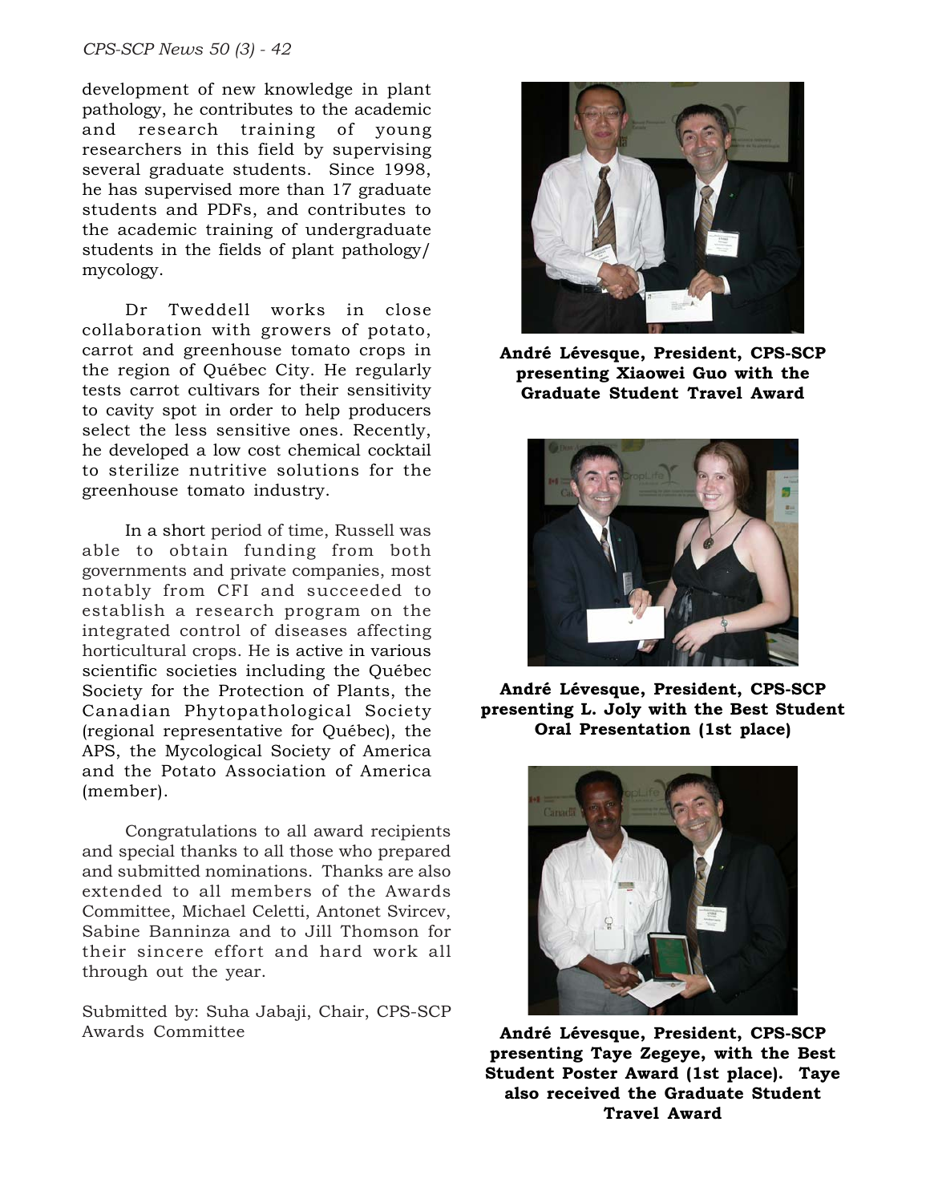development of new knowledge in plant pathology, he contributes to the academic and research training of young researchers in this field by supervising several graduate students. Since 1998, he has supervised more than 17 graduate students and PDFs, and contributes to the academic training of undergraduate students in the fields of plant pathology/ mycology.

Dr Tweddell works in close collaboration with growers of potato, carrot and greenhouse tomato crops in the region of Québec City. He regularly tests carrot cultivars for their sensitivity to cavity spot in order to help producers select the less sensitive ones. Recently, he developed a low cost chemical cocktail to sterilize nutritive solutions for the greenhouse tomato industry.

In a short period of time, Russell was able to obtain funding from both governments and private companies, most notably from CFI and succeeded to establish a research program on the integrated control of diseases affecting horticultural crops. He is active in various scientific societies including the Québec Society for the Protection of Plants, the Canadian Phytopathological Society (regional representative for Québec), the APS, the Mycological Society of America and the Potato Association of America (member).

Congratulations to all award recipients and special thanks to all those who prepared and submitted nominations. Thanks are also extended to all members of the Awards Committee, Michael Celetti, Antonet Svircev, Sabine Banninza and to Jill Thomson for their sincere effort and hard work all through out the year.

Submitted by: Suha Jabaji, Chair, CPS-SCP Awards Committee

**André Lévesque, President, CPS-SCP presenting Xiaowei Guo with the Graduate Student Travel Award**

**André Lévesque, President, CPS-SCP presenting L. Joly with the Best Student Oral Presentation (1st place)**

**André Lévesque, President, CPS-SCP presenting Taye Zegeye, with the Best Student Poster Award (1st place). Taye also received the Graduate Student Travel Award**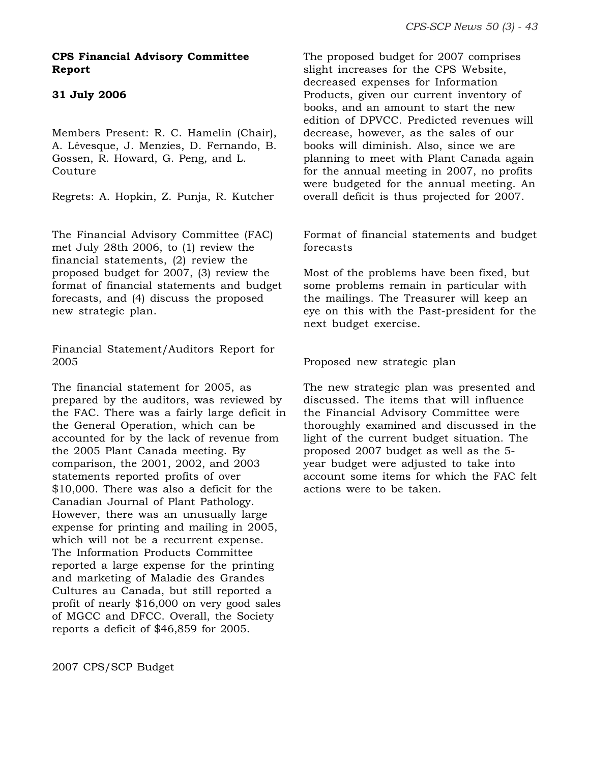**CPS Financial Advisory Committee Report**

**31 July 2006**

Members Present: R. C. Hamelin (Chair), A. Lévesque, J. Menzies, D. Fernando, B. Gossen, R. Howard, G. Peng, and L. Couture

Regrets: A. Hopkin, Z. Punja, R. Kutcher

The Financial Advisory Committee (FAC) met July 28th 2006, to (1) review the financial statements, (2) review the proposed budget for 2007, (3) review the format of financial statements and budget forecasts, and (4) discuss the proposed new strategic plan.

Financial Statement/Auditors Report for 2005

The financial statement for 2005, as prepared by the auditors, was reviewed by the FAC. There was a fairly large deficit in the General Operation, which can be accounted for by the lack of revenue from the 2005 Plant Canada meeting. By comparison, the 2001, 2002, and 2003 statements reported profits of over $10,000. There was also a deficit for the Canadian Journal of Plant Pathology. However, there was an unusually large expense for printing and mailing in 2005, which will not be a recurrent expense. The Information Products Committee reported a large expense for the printing and marketing of Maladie des Grandes Cultures au Canada, but still reported a profit of nearly $16,000 on very good sales of MGCC and DFCC. Overall, the Society reports a deficit of $46,859 for 2005.

2007 CPS/SCP Budget

The proposed budget for 2007 comprises slight increases for the CPS Website, decreased expenses for Information Products, given our current inventory of books, and an amount to start the new edition of DPVCC. Predicted revenues will decrease, however, as the sales of our books will diminish. Also, since we are planning to meet with Plant Canada again for the annual meeting in 2007, no profits were budgeted for the annual meeting. An overall deficit is thus projected for 2007.

Format of financial statements and budget forecasts

Most of the problems have been fixed, but some problems remain in particular with the mailings. The Treasurer will keep an eye on this with the Past-president for the next budget exercise.

Proposed new strategic plan

The new strategic plan was presented and discussed. The items that will influence the Financial Advisory Committee were thoroughly examined and discussed in the light of the current budget situation. The proposed 2007 budget as well as the 5-year budget were adjusted to take into account some items for which the FAC felt actions were to be taken.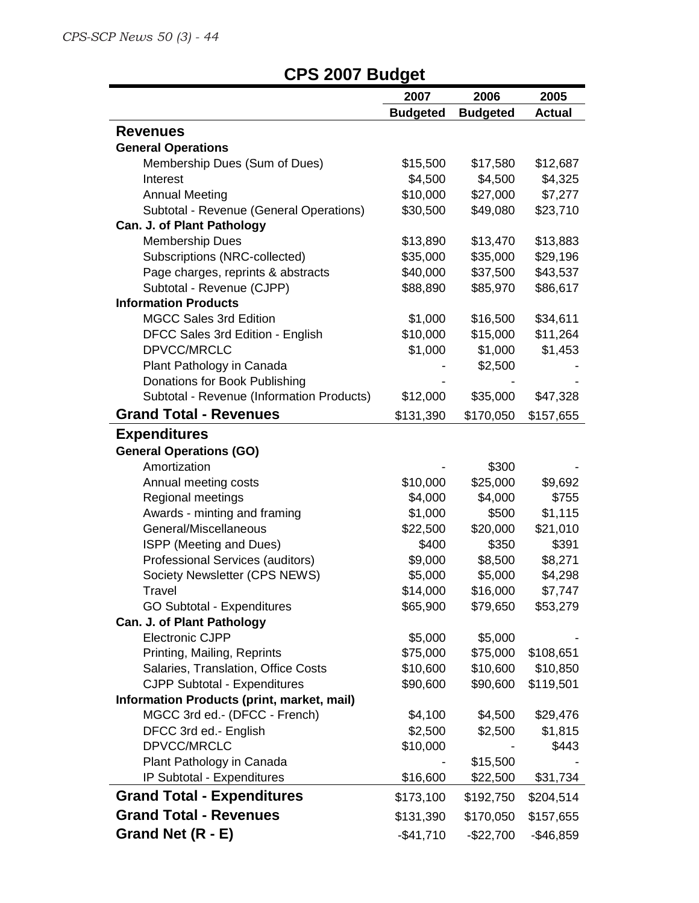# CPS 2007 Budget

| | 2007 Budgeted | 2006 Budgeted | 2005 Actual |
|---|---|---|---|
| **Revenues** | | | |
| **General Operations** | | | |
| Membership Dues (Sum of Dues) | $15,500 | $17,580 | $12,687 |
| Interest | $4,500 | $4,500 | $4,325 |
| Annual Meeting | $10,000 | $27,000 | $7,277 |
| Subtotal - Revenue (General Operations) | $30,500 | $49,080 | $23,710 |
| **Can. J. of Plant Pathology** | | | |
| Membership Dues | $13,890 | $13,470 | $13,883 |
| Subscriptions (NRC-collected) | $35,000 | $35,000 | $29,196 |
| Page charges, reprints & abstracts | $40,000 | $37,500 | $43,537 |
| Subtotal - Revenue (CJPP) | $88,890 | $85,970 | $86,617 |
| **Information Products** | | | |
| MGCC Sales 3rd Edition | $1,000 | $16,500 | $34,611 |
| DFCC Sales 3rd Edition - English | $10,000 | $15,000 | $11,264 |
| DPVCC/MRCLC | $1,000 | $1,000 | $1,453 |
| Plant Pathology in Canada | - | $2,500 | - |
| Donations for Book Publishing | - | - | - |
| Subtotal - Revenue (Information Products) | $12,000 | $35,000 | $47,328 |
| **Grand Total - Revenues** | $131,390 | $170,050 | $157,655 |
| **Expenditures** | | | |
| **General Operations (GO)** | | | |
| Amortization | - | $300 | - |
| Annual meeting costs | $10,000 | $25,000 | $9,692 |
| Regional meetings | $4,000 | $4,000 | $755 |
| Awards - minting and framing | $1,000 | $500 | $1,115 |
| General/Miscellaneous | $22,500 | $20,000 | $21,010 |
| ISPP (Meeting and Dues) | $400 | $350 | $391 |
| Professional Services (auditors) | $9,000 | $8,500 | $8,271 |
| Society Newsletter (CPS NEWS) | $5,000 | $5,000 | $4,298 |
| Travel | $14,000 | $16,000 | $7,747 |
| GO Subtotal - Expenditures | $65,900 | $79,650 | $53,279 |
| **Can. J. of Plant Pathology** | | | |
| Electronic CJPP | $5,000 | $5,000 | - |
| Printing, Mailing, Reprints | $75,000 | $75,000 | $108,651 |
| Salaries, Translation, Office Costs | $10,600 | $10,600 | $10,850 |
| CJPP Subtotal - Expenditures | $90,600 | $90,600 | $119,501 |
| **Information Products (print, market, mail)** | | | |
| MGCC 3rd ed.- (DFCC - French) | $4,100 | $4,500 | $29,476 |
| DFCC 3rd ed.- English | $2,500 | $2,500 | $1,815 |
| DPVCC/MRCLC | $10,000 | - | $443 |
| Plant Pathology in Canada | - | $15,500 | - |
| IP Subtotal - Expenditures | $16,600 | $22,500 | $31,734 |
| **Grand Total - Expenditures** | $173,100 | $192,750 | $204,514 |
| **Grand Total - Revenues** | $131,390 | $170,050 | $157,655 |
| **Grand Net (R - E)** | -$41,710 | -$22,700 | -$46,859 |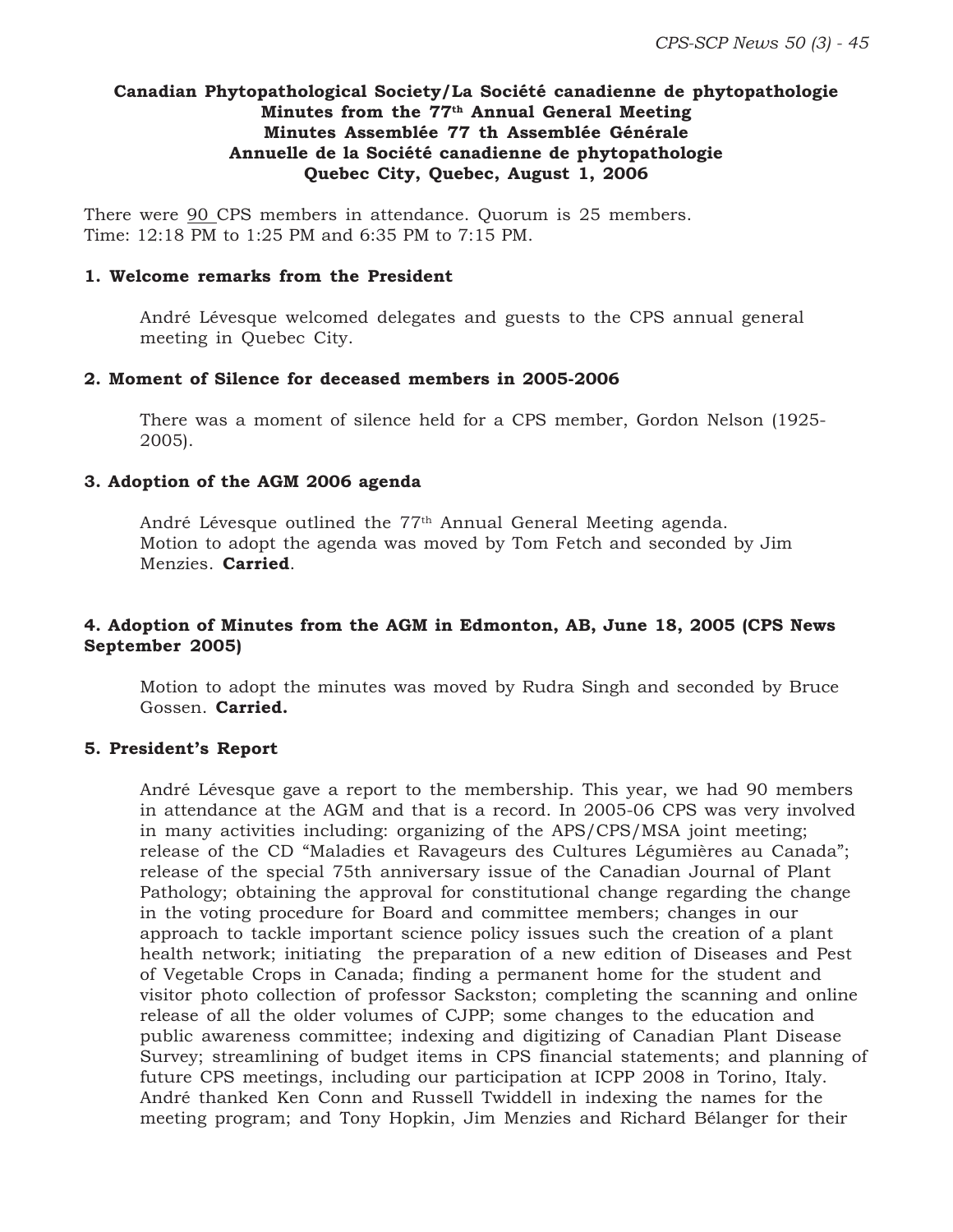**Canadian Phytopathological Society/La Société canadienne de phytopathologie**
**Minutes from the 77th Annual General Meeting**
**Minutes Assemblée 77 th Assemblée Générale**
**Annuelle de la Société canadienne de phytopathologie**
**Quebec City, Quebec, August 1, 2006**

There were 90 CPS members in attendance. Quorum is 25 members.
Time: 12:18 PM to 1:25 PM and 6:35 PM to 7:15 PM.

### 1. Welcome remarks from the President

André Lévesque welcomed delegates and guests to the CPS annual general meeting in Quebec City.

### 2. Moment of Silence for deceased members in 2005-2006

There was a moment of silence held for a CPS member, Gordon Nelson (1925-2005).

### 3. Adoption of the AGM 2006 agenda

André Lévesque outlined the 77th Annual General Meeting agenda.
Motion to adopt the agenda was moved by Tom Fetch and seconded by Jim Menzies. **Carried**.

### 4. Adoption of Minutes from the AGM in Edmonton, AB, June 18, 2005 (CPS News September 2005)

Motion to adopt the minutes was moved by Rudra Singh and seconded by Bruce Gossen. **Carried.**

### 5. President's Report

André Lévesque gave a report to the membership. This year, we had 90 members in attendance at the AGM and that is a record. In 2005-06 CPS was very involved in many activities including: organizing of the APS/CPS/MSA joint meeting; release of the CD "Maladies et Ravageurs des Cultures Légumières au Canada"; release of the special 75th anniversary issue of the Canadian Journal of Plant Pathology; obtaining the approval for constitutional change regarding the change in the voting procedure for Board and committee members; changes in our approach to tackle important science policy issues such the creation of a plant health network; initiating the preparation of a new edition of Diseases and Pest of Vegetable Crops in Canada; finding a permanent home for the student and visitor photo collection of professor Sackston; completing the scanning and online release of all the older volumes of CJPP; some changes to the education and public awareness committee; indexing and digitizing of Canadian Plant Disease Survey; streamlining of budget items in CPS financial statements; and planning of future CPS meetings, including our participation at ICPP 2008 in Torino, Italy. André thanked Ken Conn and Russell Twiddell in indexing the names for the meeting program; and Tony Hopkin, Jim Menzies and Richard Bélanger for their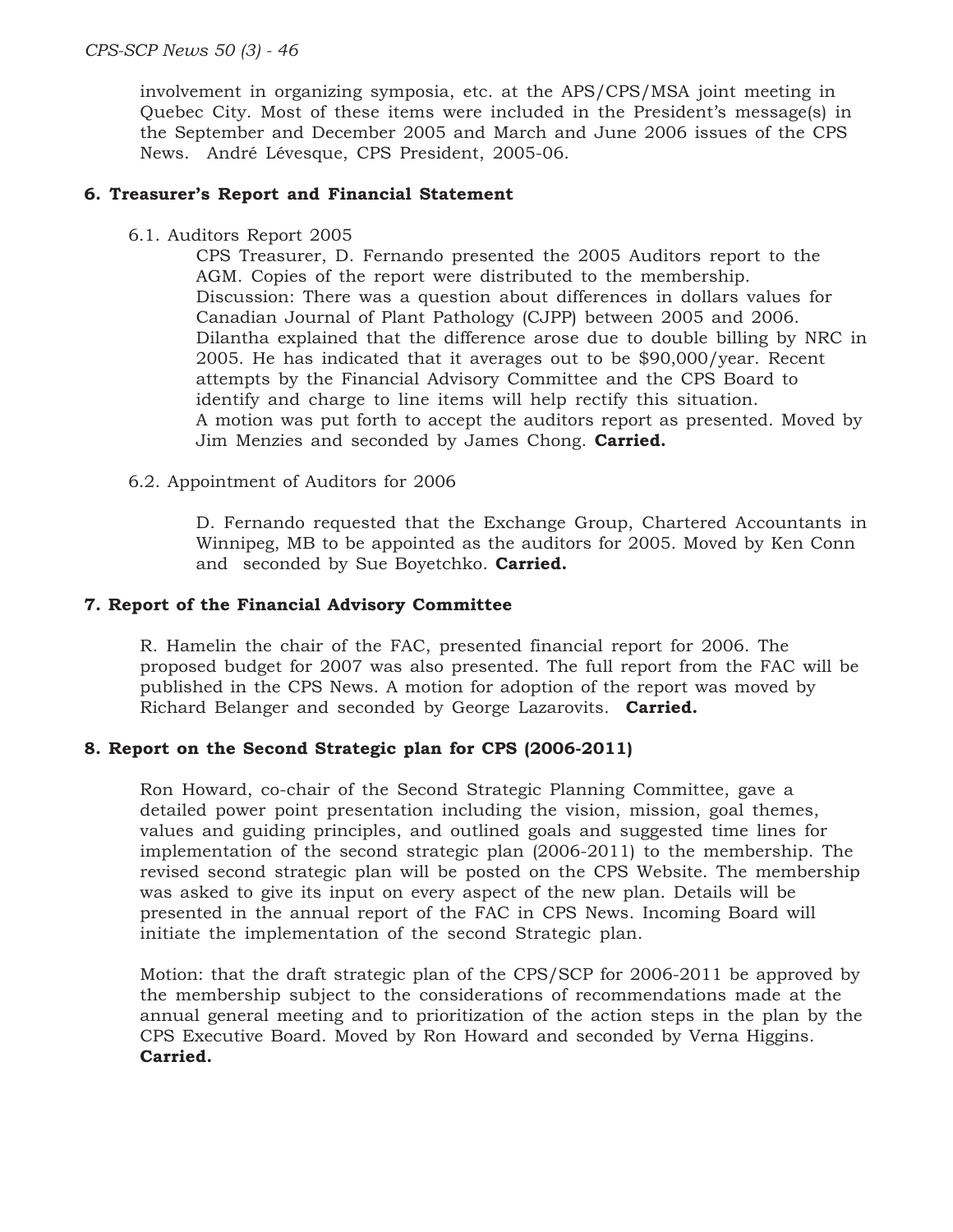involvement in organizing symposia, etc. at the APS/CPS/MSA joint meeting in Quebec City. Most of these items were included in the President's message(s) in the September and December 2005 and March and June 2006 issues of the CPS News. André Lévesque, CPS President, 2005-06.

## 6. Treasurer's Report and Financial Statement

6.1. Auditors Report 2005

CPS Treasurer, D. Fernando presented the 2005 Auditors report to the AGM. Copies of the report were distributed to the membership. Discussion: There was a question about differences in dollars values for Canadian Journal of Plant Pathology (CJPP) between 2005 and 2006. Dilantha explained that the difference arose due to double billing by NRC in 2005. He has indicated that it averages out to be $90,000/year. Recent attempts by the Financial Advisory Committee and the CPS Board to identify and charge to line items will help rectify this situation. A motion was put forth to accept the auditors report as presented. Moved by Jim Menzies and seconded by James Chong. **Carried.**

6.2. Appointment of Auditors for 2006

D. Fernando requested that the Exchange Group, Chartered Accountants in Winnipeg, MB to be appointed as the auditors for 2005. Moved by Ken Conn and seconded by Sue Boyetchko. **Carried.**

## 7. Report of the Financial Advisory Committee

R. Hamelin the chair of the FAC, presented financial report for 2006. The proposed budget for 2007 was also presented. The full report from the FAC will be published in the CPS News. A motion for adoption of the report was moved by Richard Belanger and seconded by George Lazarovits. **Carried.**

## 8. Report on the Second Strategic plan for CPS (2006-2011)

Ron Howard, co-chair of the Second Strategic Planning Committee, gave a detailed power point presentation including the vision, mission, goal themes, values and guiding principles, and outlined goals and suggested time lines for implementation of the second strategic plan (2006-2011) to the membership. The revised second strategic plan will be posted on the CPS Website. The membership was asked to give its input on every aspect of the new plan. Details will be presented in the annual report of the FAC in CPS News. Incoming Board will initiate the implementation of the second Strategic plan.

Motion: that the draft strategic plan of the CPS/SCP for 2006-2011 be approved by the membership subject to the considerations of recommendations made at the annual general meeting and to prioritization of the action steps in the plan by the CPS Executive Board. Moved by Ron Howard and seconded by Verna Higgins. **Carried.**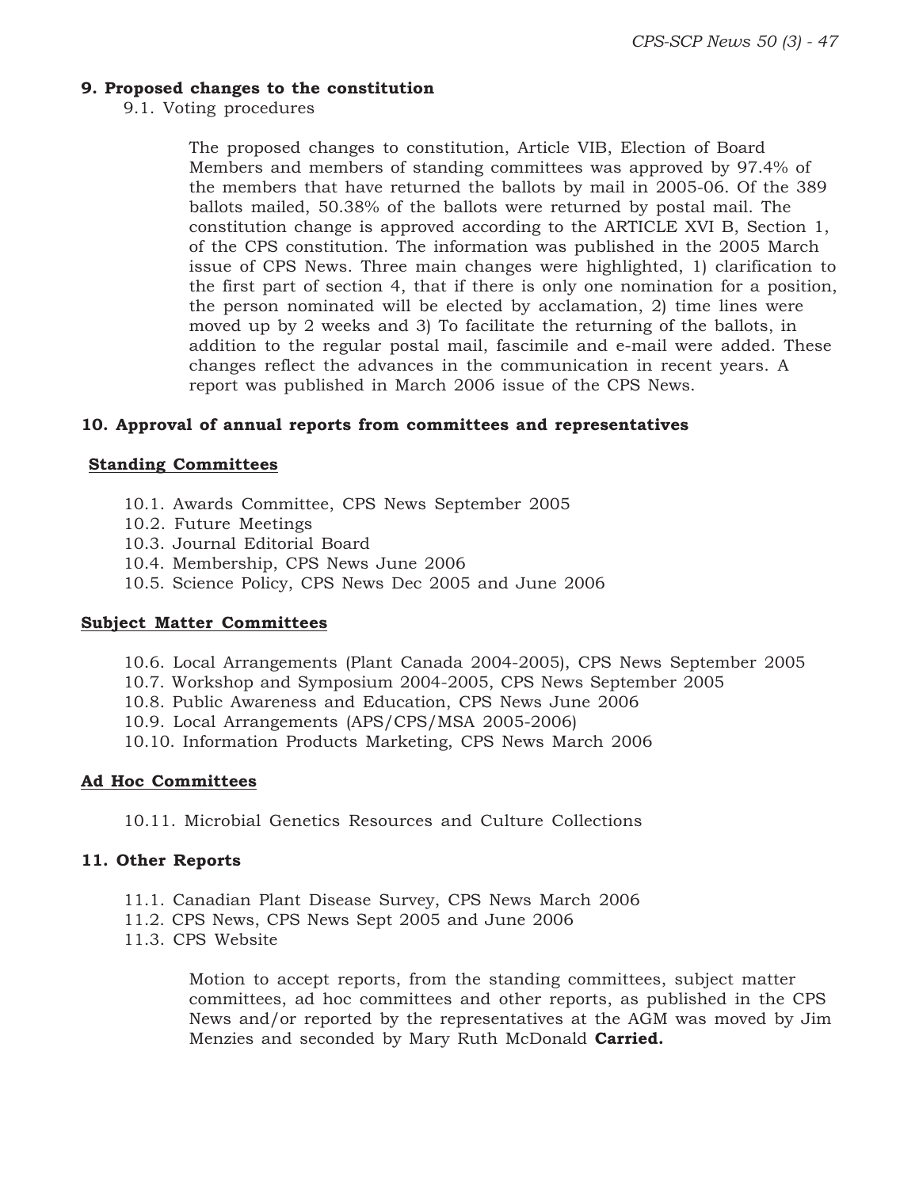## 9. Proposed changes to the constitution

9.1. Voting procedures

The proposed changes to constitution, Article VIB, Election of Board Members and members of standing committees was approved by 97.4% of the members that have returned the ballots by mail in 2005-06. Of the 389 ballots mailed, 50.38% of the ballots were returned by postal mail. The constitution change is approved according to the ARTICLE XVI B, Section 1, of the CPS constitution. The information was published in the 2005 March issue of CPS News. Three main changes were highlighted, 1) clarification to the first part of section 4, that if there is only one nomination for a position, the person nominated will be elected by acclamation, 2) time lines were moved up by 2 weeks and 3) To facilitate the returning of the ballots, in addition to the regular postal mail, fascimile and e-mail were added. These changes reflect the advances in the communication in recent years. A report was published in March 2006 issue of the CPS News.

## 10. Approval of annual reports from committees and representatives

### Standing Committees

10.1. Awards Committee, CPS News September 2005
10.2. Future Meetings
10.3. Journal Editorial Board
10.4. Membership, CPS News June 2006
10.5. Science Policy, CPS News Dec 2005 and June 2006

### Subject Matter Committees

10.6. Local Arrangements (Plant Canada 2004-2005), CPS News September 2005
10.7. Workshop and Symposium 2004-2005, CPS News September 2005
10.8. Public Awareness and Education, CPS News June 2006
10.9. Local Arrangements (APS/CPS/MSA 2005-2006)
10.10. Information Products Marketing, CPS News March 2006

### Ad Hoc Committees

10.11. Microbial Genetics Resources and Culture Collections

## 11. Other Reports

11.1. Canadian Plant Disease Survey, CPS News March 2006
11.2. CPS News, CPS News Sept 2005 and June 2006
11.3. CPS Website

Motion to accept reports, from the standing committees, subject matter committees, ad hoc committees and other reports, as published in the CPS News and/or reported by the representatives at the AGM was moved by Jim Menzies and seconded by Mary Ruth McDonald **Carried.**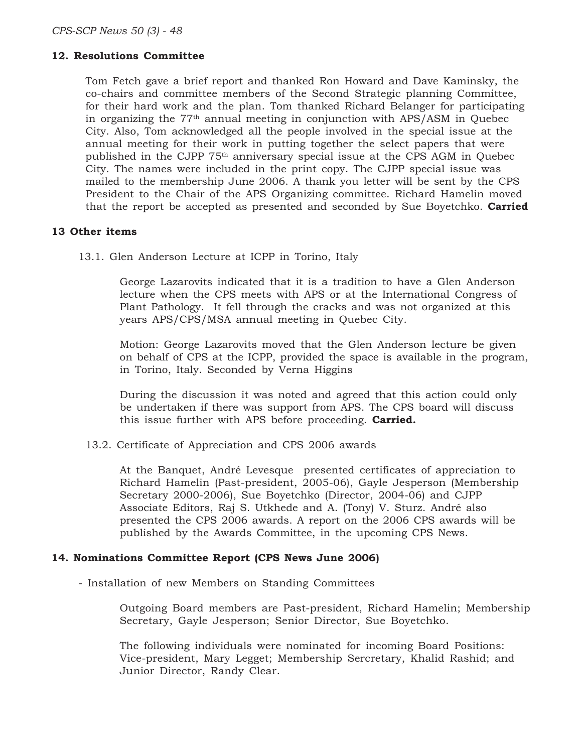## 12. Resolutions Committee

Tom Fetch gave a brief report and thanked Ron Howard and Dave Kaminsky, the co-chairs and committee members of the Second Strategic planning Committee, for their hard work and the plan. Tom thanked Richard Belanger for participating in organizing the 77th annual meeting in conjunction with APS/ASM in Quebec City. Also, Tom acknowledged all the people involved in the special issue at the annual meeting for their work in putting together the select papers that were published in the CJPP 75th anniversary special issue at the CPS AGM in Quebec City. The names were included in the print copy. The CJPP special issue was mailed to the membership June 2006. A thank you letter will be sent by the CPS President to the Chair of the APS Organizing committee. Richard Hamelin moved that the report be accepted as presented and seconded by Sue Boyetchko. **Carried**

## 13 Other items

13.1. Glen Anderson Lecture at ICPP in Torino, Italy

George Lazarovits indicated that it is a tradition to have a Glen Anderson lecture when the CPS meets with APS or at the International Congress of Plant Pathology. It fell through the cracks and was not organized at this years APS/CPS/MSA annual meeting in Quebec City.

Motion: George Lazarovits moved that the Glen Anderson lecture be given on behalf of CPS at the ICPP, provided the space is available in the program, in Torino, Italy. Seconded by Verna Higgins

During the discussion it was noted and agreed that this action could only be undertaken if there was support from APS. The CPS board will discuss this issue further with APS before proceeding. **Carried.**

13.2. Certificate of Appreciation and CPS 2006 awards

At the Banquet, André Levesque presented certificates of appreciation to Richard Hamelin (Past-president, 2005-06), Gayle Jesperson (Membership Secretary 2000-2006), Sue Boyetchko (Director, 2004-06) and CJPP Associate Editors, Raj S. Utkhede and A. (Tony) V. Sturz. André also presented the CPS 2006 awards. A report on the 2006 CPS awards will be published by the Awards Committee, in the upcoming CPS News.

## 14. Nominations Committee Report (CPS News June 2006)

- Installation of new Members on Standing Committees

Outgoing Board members are Past-president, Richard Hamelin; Membership Secretary, Gayle Jesperson; Senior Director, Sue Boyetchko.

The following individuals were nominated for incoming Board Positions: Vice-president, Mary Legget; Membership Sercretary, Khalid Rashid; and Junior Director, Randy Clear.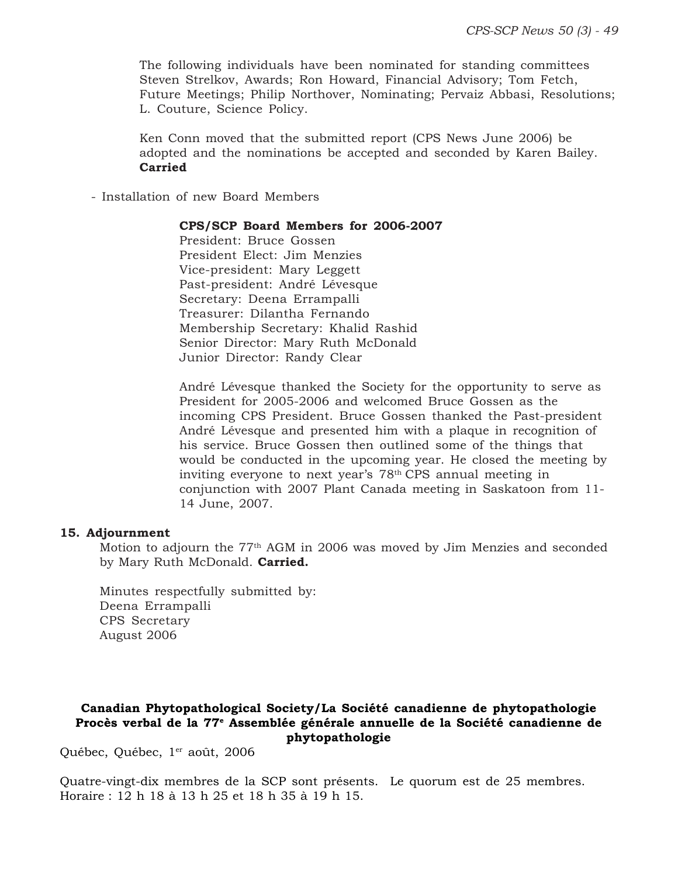The following individuals have been nominated for standing committees Steven Strelkov, Awards; Ron Howard, Financial Advisory; Tom Fetch, Future Meetings; Philip Northover, Nominating; Pervaiz Abbasi, Resolutions; L. Couture, Science Policy.

Ken Conn moved that the submitted report (CPS News June 2006) be adopted and the nominations be accepted and seconded by Karen Bailey. **Carried**

- Installation of new Board Members

**CPS/SCP Board Members for 2006-2007**
President: Bruce Gossen
President Elect: Jim Menzies
Vice-president: Mary Leggett
Past-president: André Lévesque
Secretary: Deena Errampalli
Treasurer: Dilantha Fernando
Membership Secretary: Khalid Rashid
Senior Director: Mary Ruth McDonald
Junior Director: Randy Clear

André Lévesque thanked the Society for the opportunity to serve as President for 2005-2006 and welcomed Bruce Gossen as the incoming CPS President. Bruce Gossen thanked the Past-president André Lévesque and presented him with a plaque in recognition of his service. Bruce Gossen then outlined some of the things that would be conducted in the upcoming year. He closed the meeting by inviting everyone to next year's 78th CPS annual meeting in conjunction with 2007 Plant Canada meeting in Saskatoon from 11-14 June, 2007.

**15. Adjournment**

Motion to adjourn the 77th AGM in 2006 was moved by Jim Menzies and seconded by Mary Ruth McDonald. **Carried.**

Minutes respectfully submitted by:
Deena Errampalli
CPS Secretary
August 2006

**Canadian Phytopathological Society/La Société canadienne de phytopathologie**
**Procès verbal de la 77e Assemblée générale annuelle de la Société canadienne de phytopathologie**

Québec, Québec, 1er août, 2006

Quatre-vingt-dix membres de la SCP sont présents. Le quorum est de 25 membres. Horaire : 12 h 18 à 13 h 25 et 18 h 35 à 19 h 15.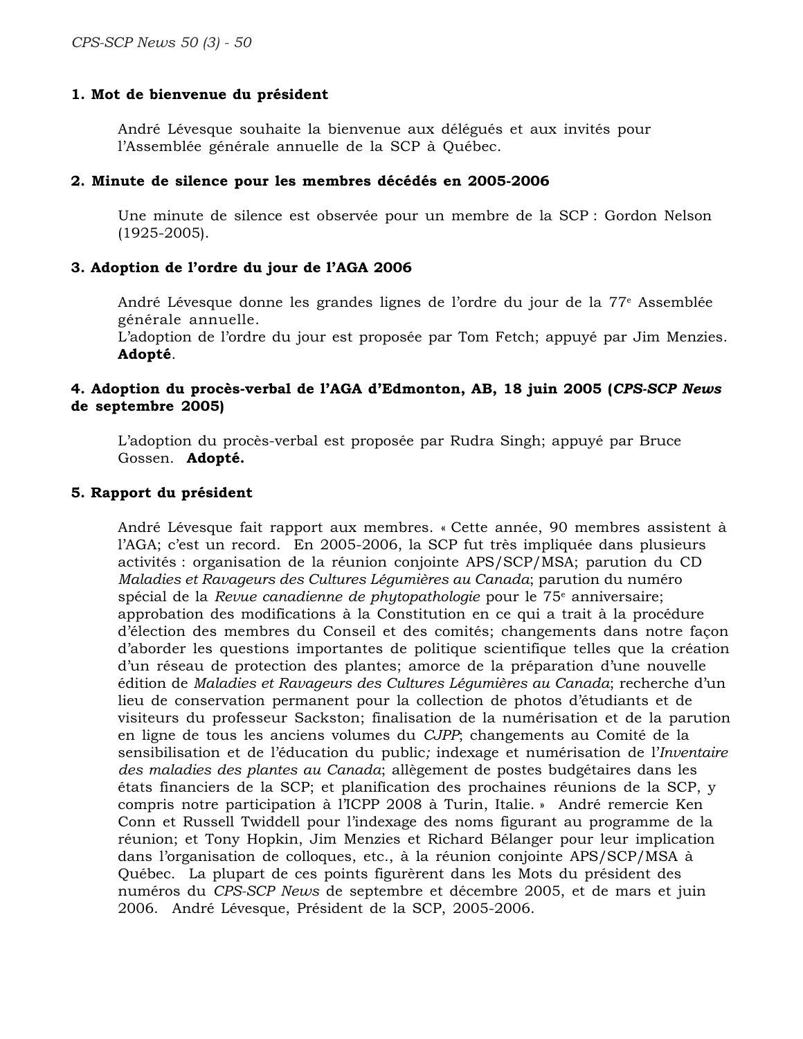**1. Mot de bienvenue du président**

André Lévesque souhaite la bienvenue aux délégués et aux invités pour l'Assemblée générale annuelle de la SCP à Québec.

**2. Minute de silence pour les membres décédés en 2005-2006**

Une minute de silence est observée pour un membre de la SCP : Gordon Nelson (1925-2005).

**3. Adoption de l'ordre du jour de l'AGA 2006**

André Lévesque donne les grandes lignes de l'ordre du jour de la 77e Assemblée générale annuelle.
L'adoption de l'ordre du jour est proposée par Tom Fetch; appuyé par Jim Menzies. **Adopté**.

**4. Adoption du procès-verbal de l'AGA d'Edmonton, AB, 18 juin 2005 (*CPS-SCP News* de septembre 2005)**

L'adoption du procès-verbal est proposée par Rudra Singh; appuyé par Bruce Gossen. **Adopté.**

**5. Rapport du président**

André Lévesque fait rapport aux membres. « Cette année, 90 membres assistent à l'AGA; c'est un record. En 2005-2006, la SCP fut très impliquée dans plusieurs activités : organisation de la réunion conjointe APS/SCP/MSA; parution du CD *Maladies et Ravageurs des Cultures Légumières au Canada*; parution du numéro spécial de la *Revue canadienne de phytopathologie* pour le 75e anniversaire; approbation des modifications à la Constitution en ce qui a trait à la procédure d'élection des membres du Conseil et des comités; changements dans notre façon d'aborder les questions importantes de politique scientifique telles que la création d'un réseau de protection des plantes; amorce de la préparation d'une nouvelle édition de *Maladies et Ravageurs des Cultures Légumières au Canada*; recherche d'un lieu de conservation permanent pour la collection de photos d'étudiants et de visiteurs du professeur Sackston; finalisation de la numérisation et de la parution en ligne de tous les anciens volumes du *CJPP*; changements au Comité de la sensibilisation et de l'éducation du public*;* indexage et numérisation de l'*Inventaire des maladies des plantes au Canada*; allègement de postes budgétaires dans les états financiers de la SCP; et planification des prochaines réunions de la SCP, y compris notre participation à l'ICPP 2008 à Turin, Italie. » André remercie Ken Conn et Russell Twiddell pour l'indexage des noms figurant au programme de la réunion; et Tony Hopkin, Jim Menzies et Richard Bélanger pour leur implication dans l'organisation de colloques, etc., à la réunion conjointe APS/SCP/MSA à Québec. La plupart de ces points figurèrent dans les Mots du président des numéros du *CPS-SCP News* de septembre et décembre 2005, et de mars et juin 2006. André Lévesque, Président de la SCP, 2005-2006.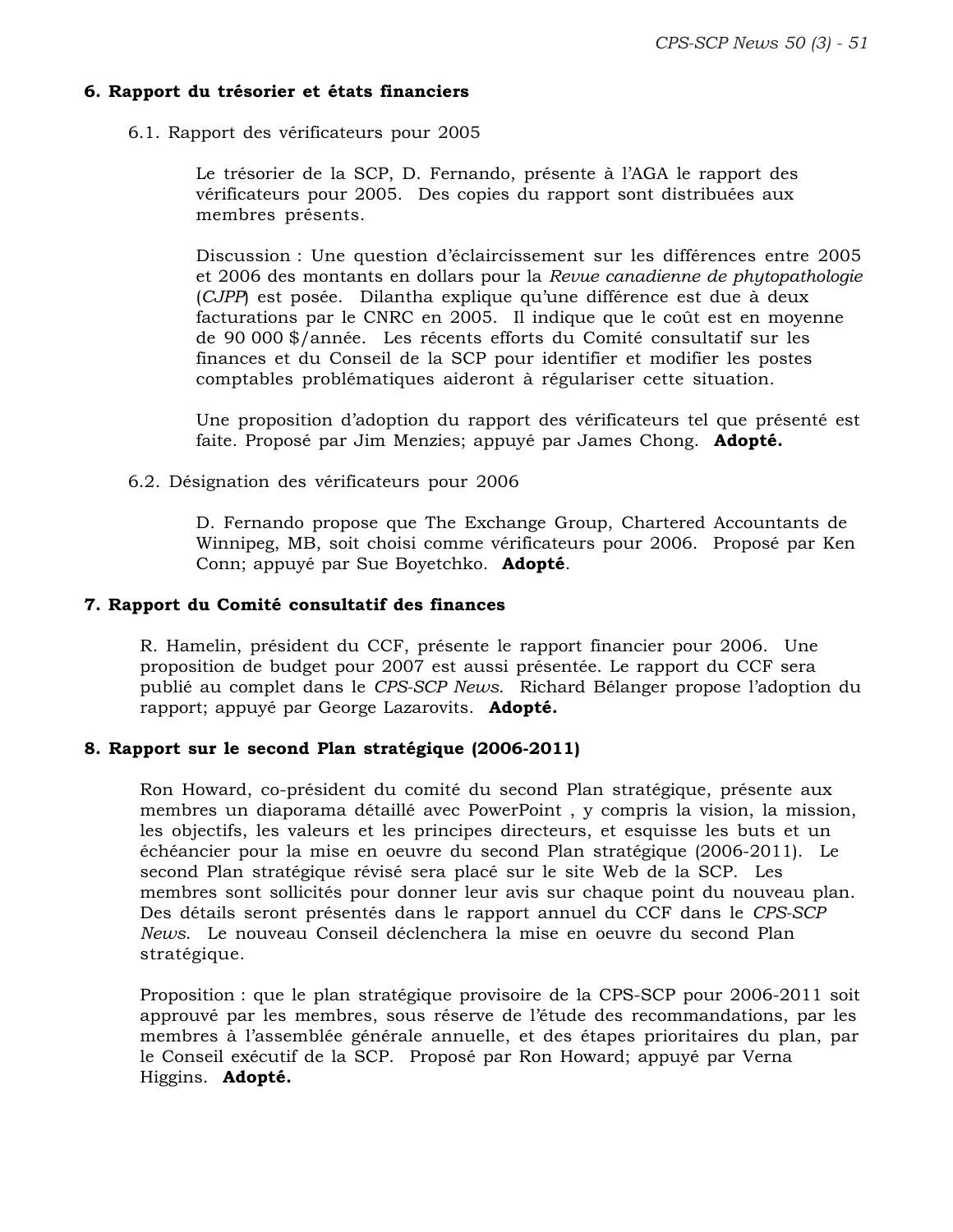## 6. Rapport du trésorier et états financiers

### 6.1. Rapport des vérificateurs pour 2005

Le trésorier de la SCP, D. Fernando, présente à l'AGA le rapport des vérificateurs pour 2005. Des copies du rapport sont distribuées aux membres présents.

Discussion : Une question d'éclaircissement sur les différences entre 2005 et 2006 des montants en dollars pour la *Revue canadienne de phytopathologie* (*CJPP*) est posée. Dilantha explique qu'une différence est due à deux facturations par le CNRC en 2005. Il indique que le coût est en moyenne de 90 000 $/année. Les récents efforts du Comité consultatif sur les finances et du Conseil de la SCP pour identifier et modifier les postes comptables problématiques aideront à régulariser cette situation.

Une proposition d'adoption du rapport des vérificateurs tel que présenté est faite. Proposé par Jim Menzies; appuyé par James Chong. **Adopté.**

### 6.2. Désignation des vérificateurs pour 2006

D. Fernando propose que The Exchange Group, Chartered Accountants de Winnipeg, MB, soit choisi comme vérificateurs pour 2006. Proposé par Ken Conn; appuyé par Sue Boyetchko. **Adopté**.

## 7. Rapport du Comité consultatif des finances

R. Hamelin, président du CCF, présente le rapport financier pour 2006. Une proposition de budget pour 2007 est aussi présentée. Le rapport du CCF sera publié au complet dans le *CPS-SCP News*. Richard Bélanger propose l'adoption du rapport; appuyé par George Lazarovits. **Adopté.**

## 8. Rapport sur le second Plan stratégique (2006-2011)

Ron Howard, co-président du comité du second Plan stratégique, présente aux membres un diaporama détaillé avec PowerPoint , y compris la vision, la mission, les objectifs, les valeurs et les principes directeurs, et esquisse les buts et un échéancier pour la mise en oeuvre du second Plan stratégique (2006-2011). Le second Plan stratégique révisé sera placé sur le site Web de la SCP. Les membres sont sollicités pour donner leur avis sur chaque point du nouveau plan. Des détails seront présentés dans le rapport annuel du CCF dans le *CPS-SCP News*. Le nouveau Conseil déclenchera la mise en oeuvre du second Plan stratégique.

Proposition : que le plan stratégique provisoire de la CPS-SCP pour 2006-2011 soit approuvé par les membres, sous réserve de l'étude des recommandations, par les membres à l'assemblée générale annuelle, et des étapes prioritaires du plan, par le Conseil exécutif de la SCP. Proposé par Ron Howard; appuyé par Verna Higgins. **Adopté.**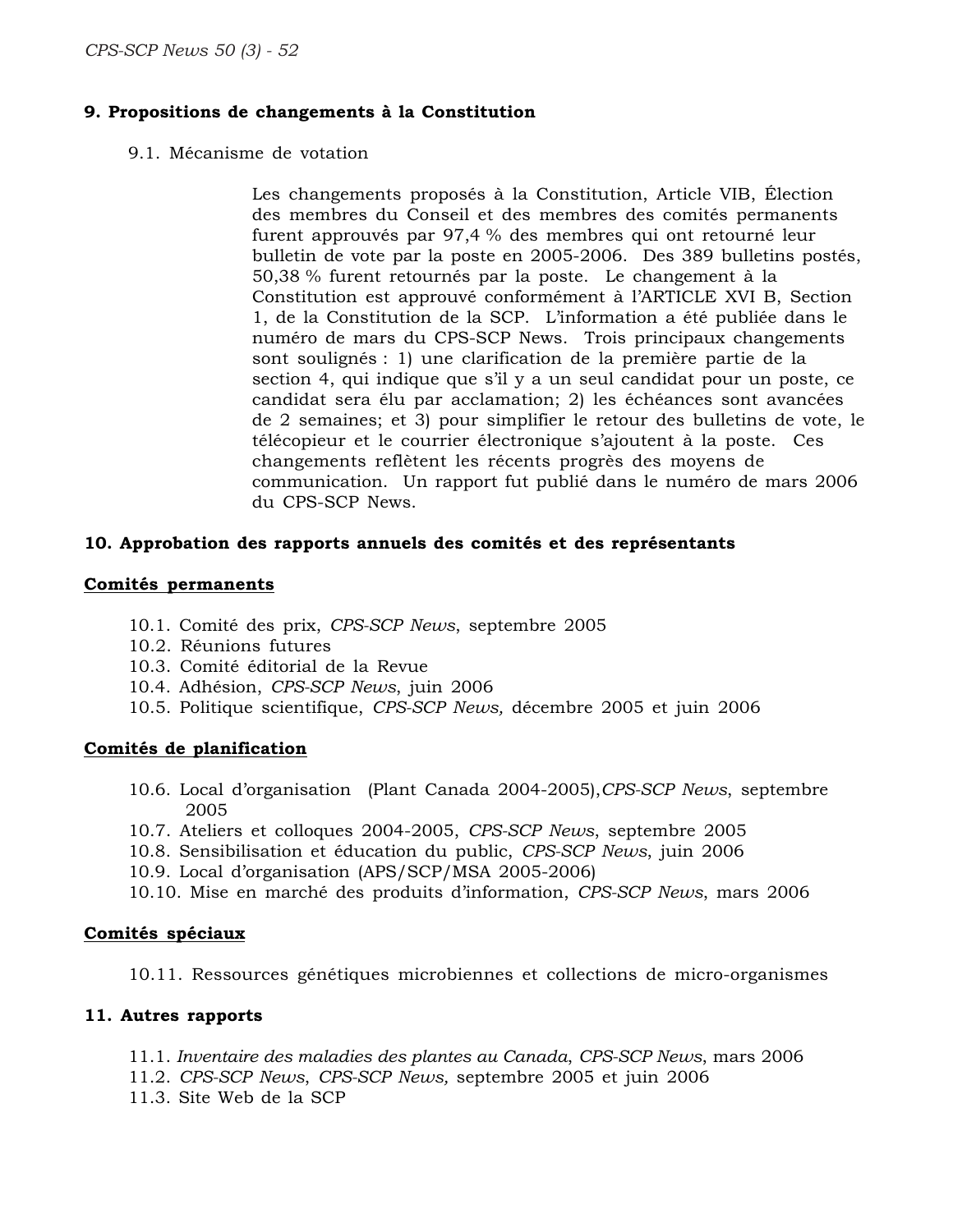### 9. Propositions de changements à la Constitution

9.1. Mécanisme de votation

Les changements proposés à la Constitution, Article VIB, Élection des membres du Conseil et des membres des comités permanents furent approuvés par 97,4 % des membres qui ont retourné leur bulletin de vote par la poste en 2005-2006. Des 389 bulletins postés, 50,38 % furent retournés par la poste. Le changement à la Constitution est approuvé conformément à l'ARTICLE XVI B, Section 1, de la Constitution de la SCP. L'information a été publiée dans le numéro de mars du CPS-SCP News. Trois principaux changements sont soulignés : 1) une clarification de la première partie de la section 4, qui indique que s'il y a un seul candidat pour un poste, ce candidat sera élu par acclamation; 2) les échéances sont avancées de 2 semaines; et 3) pour simplifier le retour des bulletins de vote, le télécopieur et le courrier électronique s'ajoutent à la poste. Ces changements reflètent les récents progrès des moyens de communication. Un rapport fut publié dans le numéro de mars 2006 du CPS-SCP News.

### 10. Approbation des rapports annuels des comités et des représentants

**Comités permanents**

10.1. Comité des prix, *CPS-SCP News*, septembre 2005
10.2. Réunions futures
10.3. Comité éditorial de la Revue
10.4. Adhésion, *CPS-SCP News*, juin 2006
10.5. Politique scientifique, *CPS-SCP News,* décembre 2005 et juin 2006

**Comités de planification**

10.6. Local d'organisation (Plant Canada 2004-2005), *CPS-SCP News*, septembre 2005
10.7. Ateliers et colloques 2004-2005, *CPS-SCP News*, septembre 2005
10.8. Sensibilisation et éducation du public, *CPS-SCP News*, juin 2006
10.9. Local d'organisation (APS/SCP/MSA 2005-2006)
10.10. Mise en marché des produits d'information, *CPS-SCP News*, mars 2006

**Comités spéciaux**

10.11. Ressources génétiques microbiennes et collections de micro-organismes

### 11. Autres rapports

11.1. *Inventaire des maladies des plantes au Canada*, *CPS-SCP News*, mars 2006
11.2. *CPS-SCP News*, *CPS-SCP News,* septembre 2005 et juin 2006
11.3. Site Web de la SCP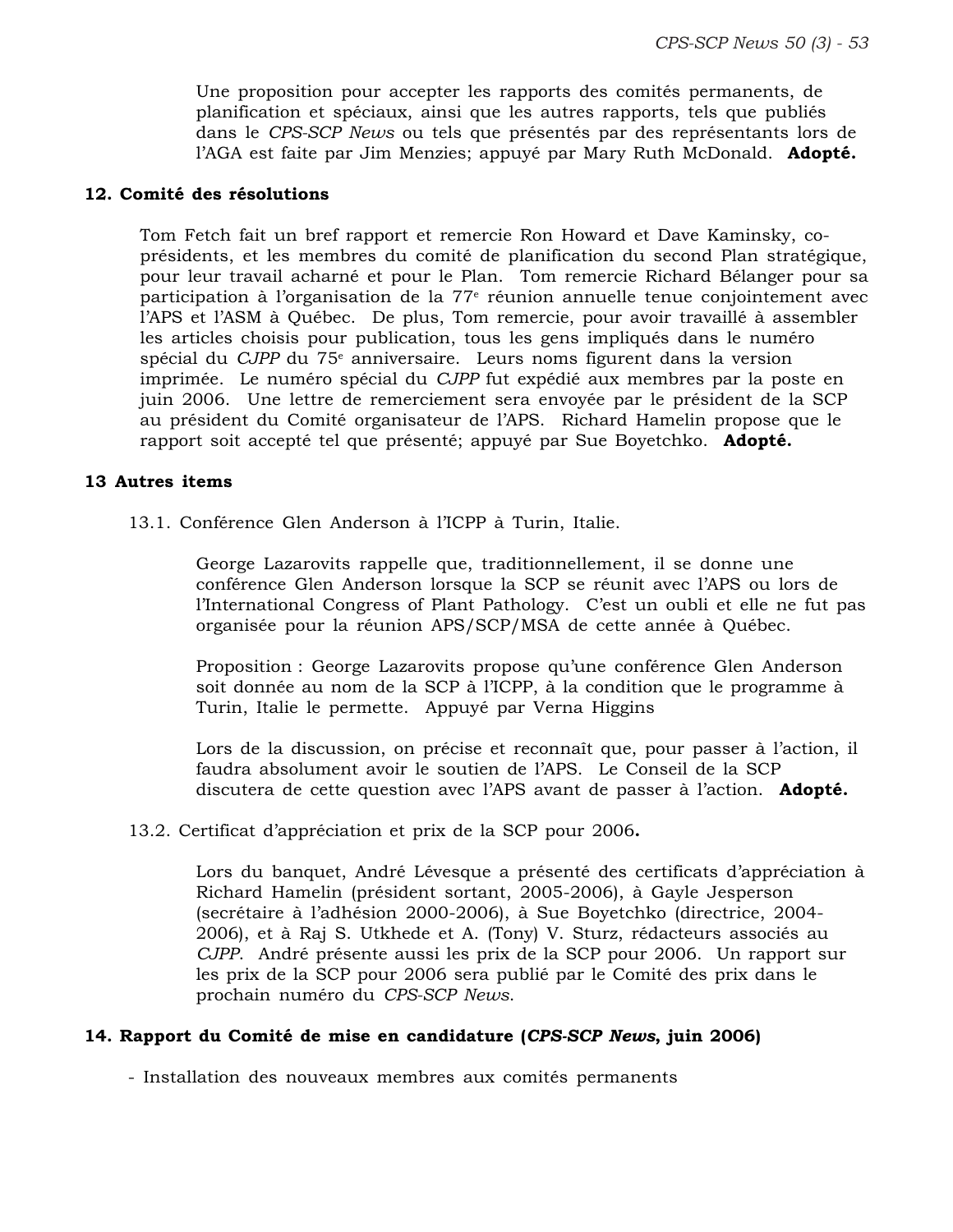Une proposition pour accepter les rapports des comités permanents, de planification et spéciaux, ainsi que les autres rapports, tels que publiés dans le *CPS-SCP News* ou tels que présentés par des représentants lors de l'AGA est faite par Jim Menzies; appuyé par Mary Ruth McDonald. **Adopté.**

**12. Comité des résolutions**

Tom Fetch fait un bref rapport et remercie Ron Howard et Dave Kaminsky, co-présidents, et les membres du comité de planification du second Plan stratégique, pour leur travail acharné et pour le Plan. Tom remercie Richard Bélanger pour sa participation à l'organisation de la 77^e^ réunion annuelle tenue conjointement avec l'APS et l'ASM à Québec. De plus, Tom remercie, pour avoir travaillé à assembler les articles choisis pour publication, tous les gens impliqués dans le numéro spécial du *CJPP* du 75^e^ anniversaire. Leurs noms figurent dans la version imprimée. Le numéro spécial du *CJPP* fut expédié aux membres par la poste en juin 2006. Une lettre de remerciement sera envoyée par le président de la SCP au président du Comité organisateur de l'APS. Richard Hamelin propose que le rapport soit accepté tel que présenté; appuyé par Sue Boyetchko. **Adopté.**

**13 Autres items**

13.1. Conférence Glen Anderson à l'ICPP à Turin, Italie.

George Lazarovits rappelle que, traditionnellement, il se donne une conférence Glen Anderson lorsque la SCP se réunit avec l'APS ou lors de l'International Congress of Plant Pathology. C'est un oubli et elle ne fut pas organisée pour la réunion APS/SCP/MSA de cette année à Québec.

Proposition : George Lazarovits propose qu'une conférence Glen Anderson soit donnée au nom de la SCP à l'ICPP, à la condition que le programme à Turin, Italie le permette. Appuyé par Verna Higgins

Lors de la discussion, on précise et reconnaît que, pour passer à l'action, il faudra absolument avoir le soutien de l'APS. Le Conseil de la SCP discutera de cette question avec l'APS avant de passer à l'action. **Adopté.**

13.2. Certificat d'appréciation et prix de la SCP pour 2006**.**

Lors du banquet, André Lévesque a présenté des certificats d'appréciation à Richard Hamelin (président sortant, 2005-2006), à Gayle Jesperson (secrétaire à l'adhésion 2000-2006), à Sue Boyetchko (directrice, 2004-2006), et à Raj S. Utkhede et A. (Tony) V. Sturz, rédacteurs associés au *CJPP*. André présente aussi les prix de la SCP pour 2006. Un rapport sur les prix de la SCP pour 2006 sera publié par le Comité des prix dans le prochain numéro du *CPS-SCP News*.

**14. Rapport du Comité de mise en candidature (*CPS-SCP News*, juin 2006)**

- Installation des nouveaux membres aux comités permanents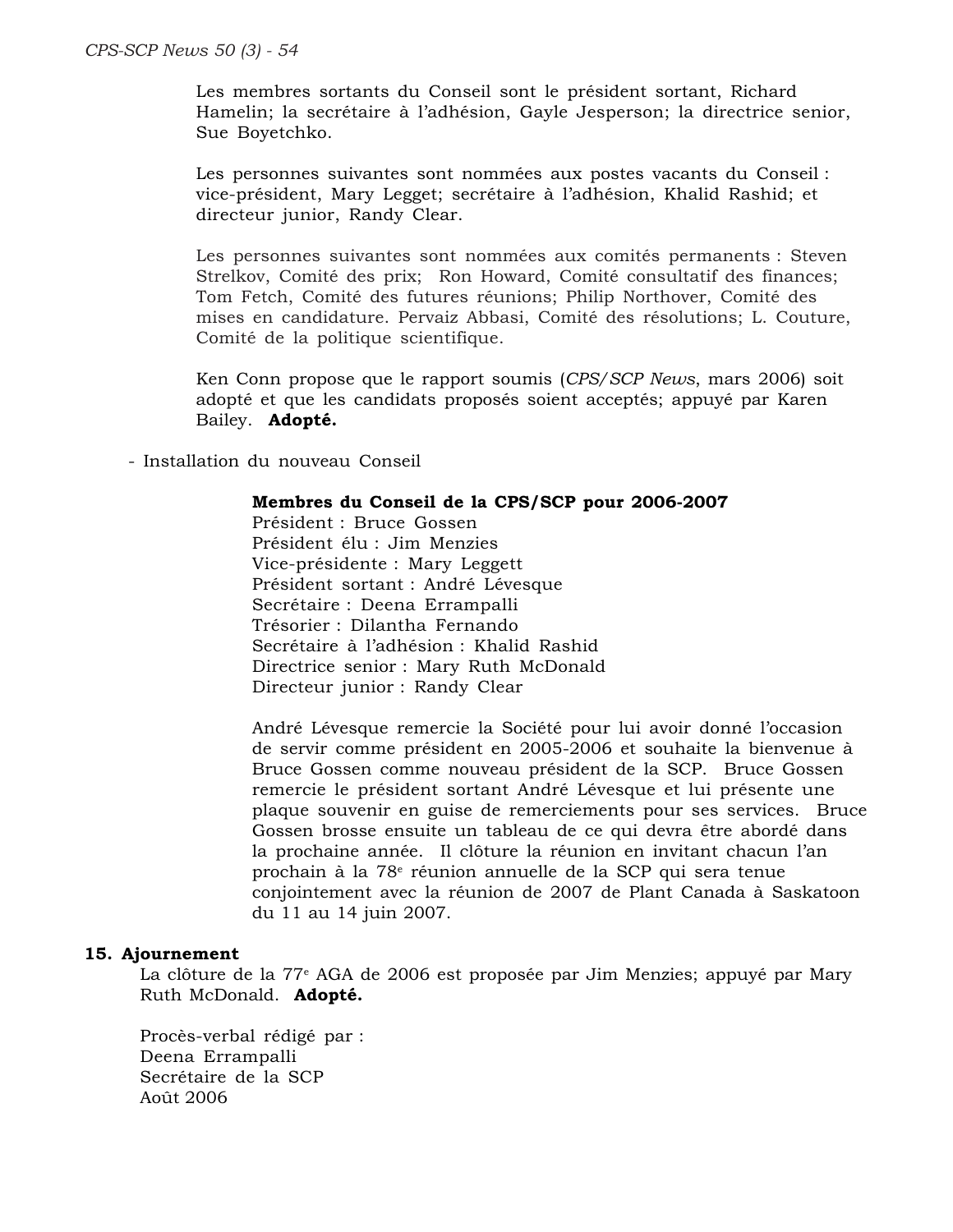Les membres sortants du Conseil sont le président sortant, Richard Hamelin; la secrétaire à l'adhésion, Gayle Jesperson; la directrice senior, Sue Boyetchko.

Les personnes suivantes sont nommées aux postes vacants du Conseil : vice-président, Mary Legget; secrétaire à l'adhésion, Khalid Rashid; et directeur junior, Randy Clear.

Les personnes suivantes sont nommées aux comités permanents : Steven Strelkov, Comité des prix; Ron Howard, Comité consultatif des finances; Tom Fetch, Comité des futures réunions; Philip Northover, Comité des mises en candidature. Pervaiz Abbasi, Comité des résolutions; L. Couture, Comité de la politique scientifique.

Ken Conn propose que le rapport soumis (*CPS/SCP News*, mars 2006) soit adopté et que les candidats proposés soient acceptés; appuyé par Karen Bailey. **Adopté.**

- Installation du nouveau Conseil

**Membres du Conseil de la CPS/SCP pour 2006-2007**
Président : Bruce Gossen
Président élu : Jim Menzies
Vice-présidente : Mary Leggett
Président sortant : André Lévesque
Secrétaire : Deena Errampalli
Trésorier : Dilantha Fernando
Secrétaire à l'adhésion : Khalid Rashid
Directrice senior : Mary Ruth McDonald
Directeur junior : Randy Clear

André Lévesque remercie la Société pour lui avoir donné l'occasion de servir comme président en 2005-2006 et souhaite la bienvenue à Bruce Gossen comme nouveau président de la SCP. Bruce Gossen remercie le président sortant André Lévesque et lui présente une plaque souvenir en guise de remerciements pour ses services. Bruce Gossen brosse ensuite un tableau de ce qui devra être abordé dans la prochaine année. Il clôture la réunion en invitant chacun l'an prochain à la 78e réunion annuelle de la SCP qui sera tenue conjointement avec la réunion de 2007 de Plant Canada à Saskatoon du 11 au 14 juin 2007.

**15. Ajournement**

La clôture de la 77e AGA de 2006 est proposée par Jim Menzies; appuyé par Mary Ruth McDonald. **Adopté.**

Procès-verbal rédigé par :
Deena Errampalli
Secrétaire de la SCP
Août 2006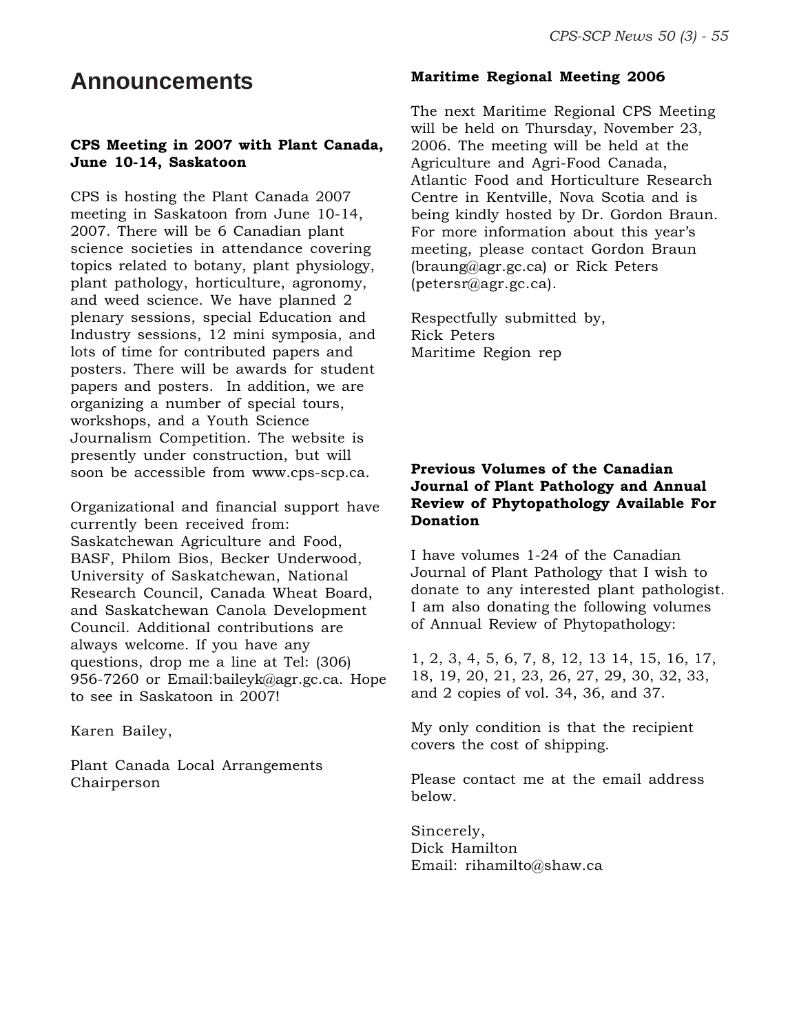# Announcements

### CPS Meeting in 2007 with Plant Canada, June 10-14, Saskatoon

CPS is hosting the Plant Canada 2007 meeting in Saskatoon from June 10-14, 2007. There will be 6 Canadian plant science societies in attendance covering topics related to botany, plant physiology, plant pathology, horticulture, agronomy, and weed science. We have planned 2 plenary sessions, special Education and Industry sessions, 12 mini symposia, and lots of time for contributed papers and posters. There will be awards for student papers and posters. In addition, we are organizing a number of special tours, workshops, and a Youth Science Journalism Competition. The website is presently under construction, but will soon be accessible from www.cps-scp.ca.

Organizational and financial support have currently been received from: Saskatchewan Agriculture and Food, BASF, Philom Bios, Becker Underwood, University of Saskatchewan, National Research Council, Canada Wheat Board, and Saskatchewan Canola Development Council. Additional contributions are always welcome. If you have any questions, drop me a line at Tel: (306) 956-7260 or Email:baileyk@agr.gc.ca. Hope to see in Saskatoon in 2007!

Karen Bailey,

Plant Canada Local Arrangements Chairperson

### Maritime Regional Meeting 2006

The next Maritime Regional CPS Meeting will be held on Thursday, November 23, 2006. The meeting will be held at the Agriculture and Agri-Food Canada, Atlantic Food and Horticulture Research Centre in Kentville, Nova Scotia and is being kindly hosted by Dr. Gordon Braun. For more information about this year's meeting, please contact Gordon Braun (braung@agr.gc.ca) or Rick Peters (petersr@agr.gc.ca).

Respectfully submitted by,
Rick Peters
Maritime Region rep

### Previous Volumes of the Canadian Journal of Plant Pathology and Annual Review of Phytopathology Available For Donation

I have volumes 1-24 of the Canadian Journal of Plant Pathology that I wish to donate to any interested plant pathologist. I am also donating the following volumes of Annual Review of Phytopathology:

1, 2, 3, 4, 5, 6, 7, 8, 12, 13 14, 15, 16, 17, 18, 19, 20, 21, 23, 26, 27, 29, 30, 32, 33, and 2 copies of vol. 34, 36, and 37.

My only condition is that the recipient covers the cost of shipping.

Please contact me at the email address below.

Sincerely,
Dick Hamilton
Email: rihamilto@shaw.ca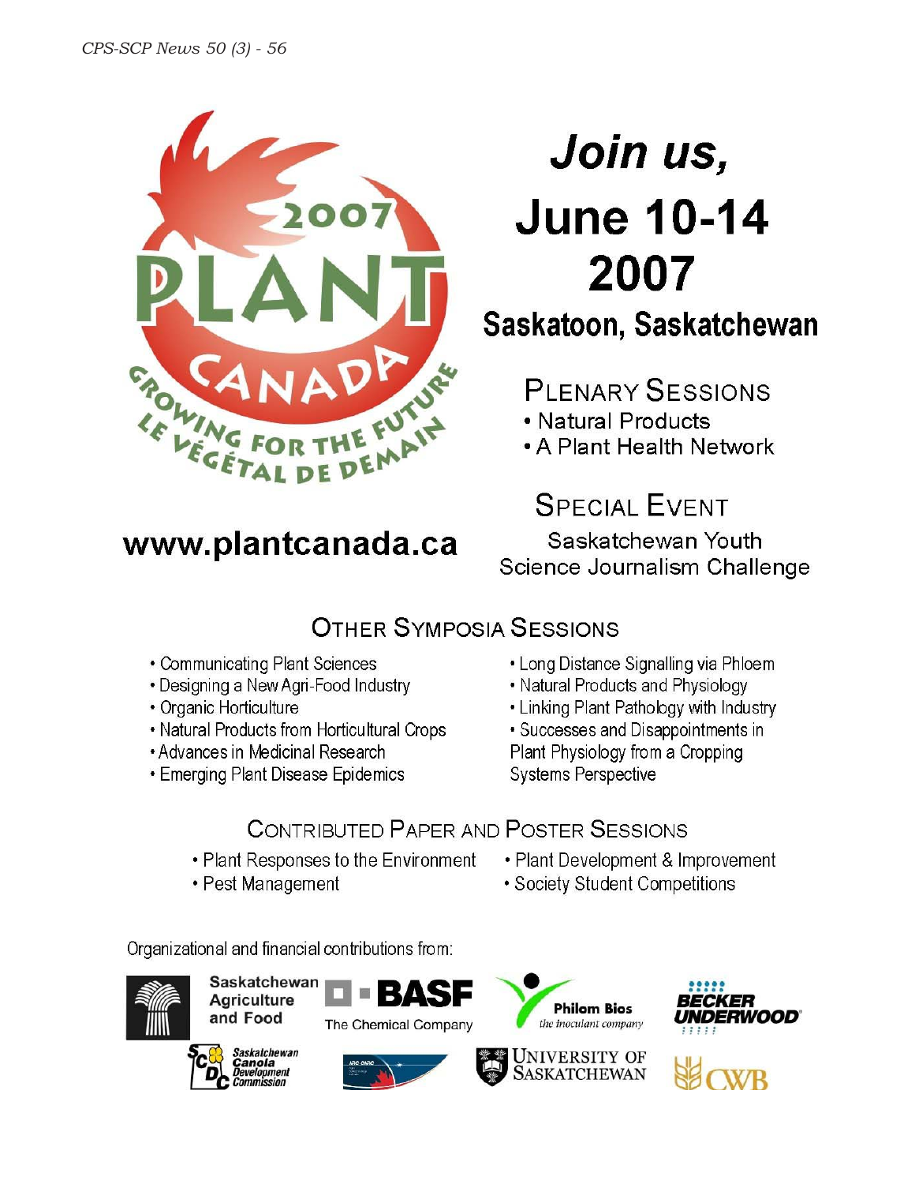2007 PLANT CANADA

GROWING FOR THE FUTURE

LE VÉGÉTAL DE DEMAIN

www.plantcanada.ca

# Join us, June 10-14 2007

## Saskatoon, Saskatchewan

### Plenary Sessions

- Natural Products
- A Plant Health Network

### Special Event

Saskatchewan Youth Science Journalism Challenge

### Other Symposia Sessions

- Communicating Plant Sciences
- Designing a New Agri-Food Industry
- Organic Horticulture
- Natural Products from Horticultural Crops
- Advances in Medicinal Research
- Emerging Plant Disease Epidemics
- Long Distance Signalling via Phloem
- Natural Products and Physiology
- Linking Plant Pathology with Industry
- Successes and Disappointments in Plant Physiology from a Cropping Systems Perspective

### Contributed Paper and Poster Sessions

- Plant Responses to the Environment
- Pest Management
- Plant Development & Improvement
- Society Student Competitions

Organizational and financial contributions from:

Saskatchewan Agriculture and Food · BASF The Chemical Company · Philom Bios the inoculant company · Becker Underwood · Saskatchewan Canola Development Commission · University of Saskatchewan · CWB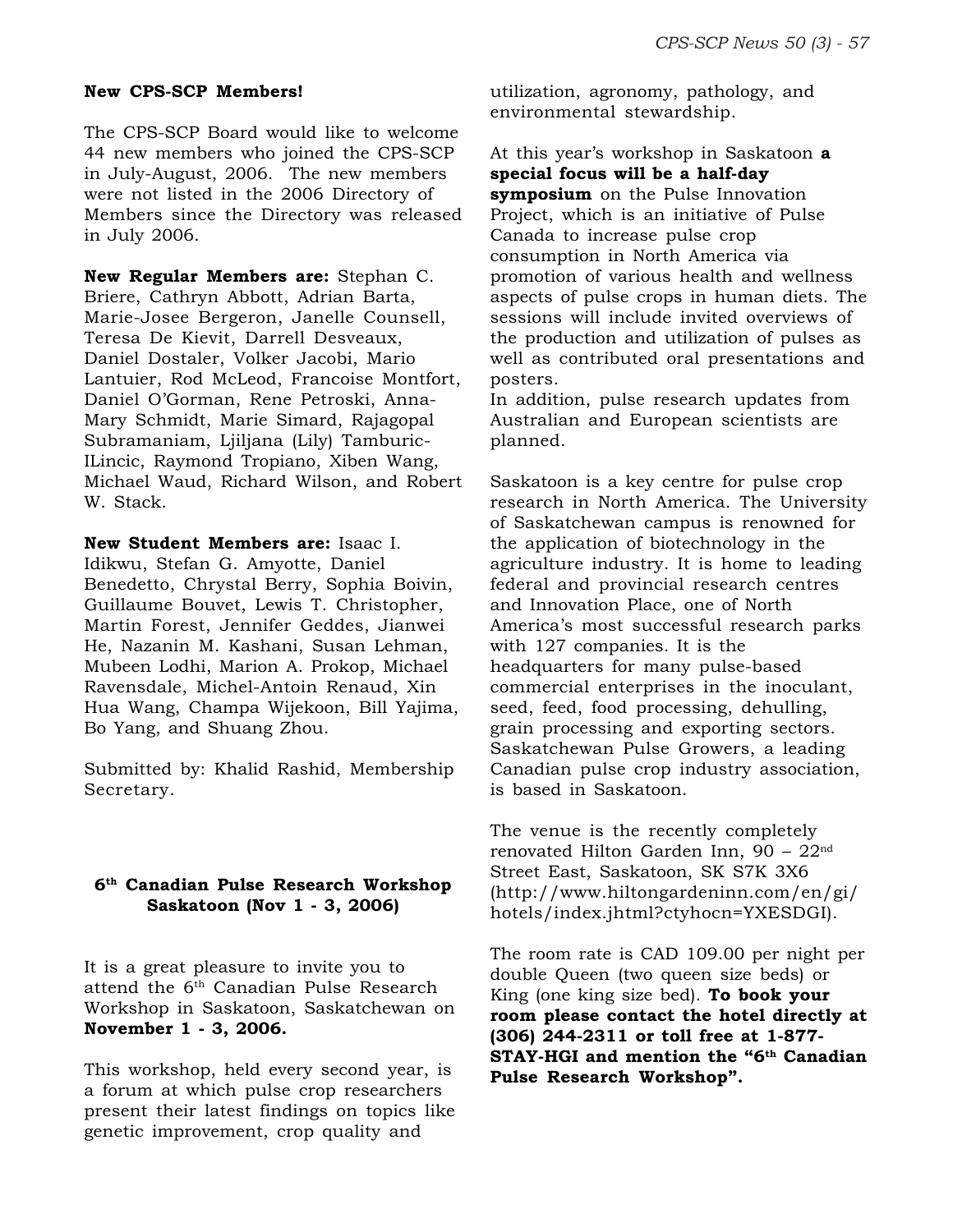## New CPS-SCP Members!

The CPS-SCP Board would like to welcome 44 new members who joined the CPS-SCP in July-August, 2006. The new members were not listed in the 2006 Directory of Members since the Directory was released in July 2006.

**New Regular Members are:** Stephan C. Briere, Cathryn Abbott, Adrian Barta, Marie-Josee Bergeron, Janelle Counsell, Teresa De Kievit, Darrell Desveaux, Daniel Dostaler, Volker Jacobi, Mario Lantuier, Rod McLeod, Francoise Montfort, Daniel O'Gorman, Rene Petroski, Anna-Mary Schmidt, Marie Simard, Rajagopal Subramaniam, Ljiljana (Lily) Tamburic-ILincic, Raymond Tropiano, Xiben Wang, Michael Waud, Richard Wilson, and Robert W. Stack.

**New Student Members are:** Isaac I. Idikwu, Stefan G. Amyotte, Daniel Benedetto, Chrystal Berry, Sophia Boivin, Guillaume Bouvet, Lewis T. Christopher, Martin Forest, Jennifer Geddes, Jianwei He, Nazanin M. Kashani, Susan Lehman, Mubeen Lodhi, Marion A. Prokop, Michael Ravensdale, Michel-Antoin Renaud, Xin Hua Wang, Champa Wijekoon, Bill Yajima, Bo Yang, and Shuang Zhou.

Submitted by: Khalid Rashid, Membership Secretary.

## 6th Canadian Pulse Research Workshop Saskatoon (Nov 1 - 3, 2006)

It is a great pleasure to invite you to attend the 6th Canadian Pulse Research Workshop in Saskatoon, Saskatchewan on **November 1 - 3, 2006.**

This workshop, held every second year, is a forum at which pulse crop researchers present their latest findings on topics like genetic improvement, crop quality and utilization, agronomy, pathology, and environmental stewardship.

At this year's workshop in Saskatoon **a special focus will be a half-day symposium** on the Pulse Innovation Project, which is an initiative of Pulse Canada to increase pulse crop consumption in North America via promotion of various health and wellness aspects of pulse crops in human diets. The sessions will include invited overviews of the production and utilization of pulses as well as contributed oral presentations and posters.
In addition, pulse research updates from Australian and European scientists are planned.

Saskatoon is a key centre for pulse crop research in North America. The University of Saskatchewan campus is renowned for the application of biotechnology in the agriculture industry. It is home to leading federal and provincial research centres and Innovation Place, one of North America's most successful research parks with 127 companies. It is the headquarters for many pulse-based commercial enterprises in the inoculant, seed, feed, food processing, dehulling, grain processing and exporting sectors. Saskatchewan Pulse Growers, a leading Canadian pulse crop industry association, is based in Saskatoon.

The venue is the recently completely renovated Hilton Garden Inn, 90 – 22nd Street East, Saskatoon, SK S7K 3X6 (http://www.hiltongardeninn.com/en/gi/hotels/index.jhtml?ctyhocn=YXESDGI).

The room rate is CAD 109.00 per night per double Queen (two queen size beds) or King (one king size bed). **To book your room please contact the hotel directly at (306) 244-2311 or toll free at 1-877-STAY-HGI and mention the "6th Canadian Pulse Research Workshop".**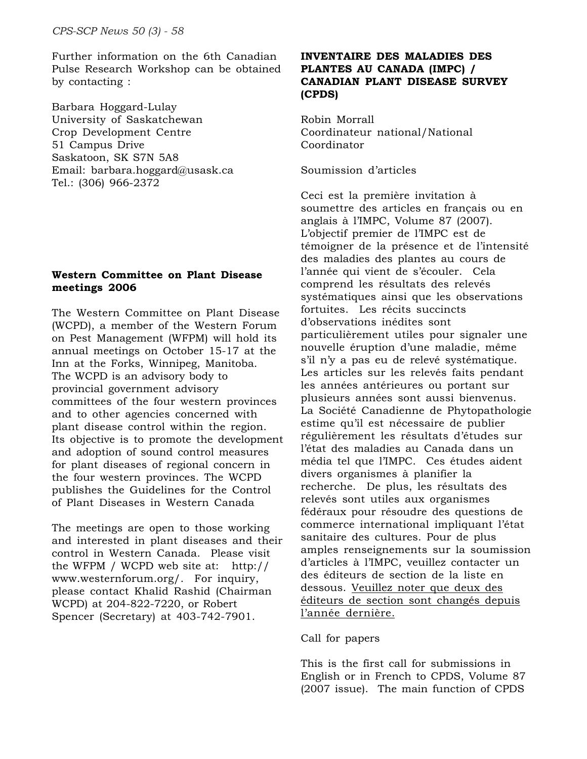Further information on the 6th Canadian Pulse Research Workshop can be obtained by contacting :

Barbara Hoggard-Lulay
University of Saskatchewan
Crop Development Centre
51 Campus Drive
Saskatoon, SK S7N 5A8
Email: barbara.hoggard@usask.ca
Tel.: (306) 966-2372

**Western Committee on Plant Disease meetings 2006**

The Western Committee on Plant Disease (WCPD), a member of the Western Forum on Pest Management (WFPM) will hold its annual meetings on October 15-17 at the Inn at the Forks, Winnipeg, Manitoba. The WCPD is an advisory body to provincial government advisory committees of the four western provinces and to other agencies concerned with plant disease control within the region. Its objective is to promote the development and adoption of sound control measures for plant diseases of regional concern in the four western provinces. The WCPD publishes the Guidelines for the Control of Plant Diseases in Western Canada

The meetings are open to those working and interested in plant diseases and their control in Western Canada. Please visit the WFPM / WCPD web site at: http://www.westernforum.org/. For inquiry, please contact Khalid Rashid (Chairman WCPD) at 204-822-7220, or Robert Spencer (Secretary) at 403-742-7901.

**INVENTAIRE DES MALADIES DES PLANTES AU CANADA (IMPC) / CANADIAN PLANT DISEASE SURVEY (CPDS)**

Robin Morrall
Coordinateur national/National Coordinator

Soumission d'articles

Ceci est la première invitation à soumettre des articles en français ou en anglais à l'IMPC, Volume 87 (2007). L'objectif premier de l'IMPC est de témoigner de la présence et de l'intensité des maladies des plantes au cours de l'année qui vient de s'écouler. Cela comprend les résultats des relevés systématiques ainsi que les observations fortuites. Les récits succincts d'observations inédites sont particulièrement utiles pour signaler une nouvelle éruption d'une maladie, même s'il n'y a pas eu de relevé systématique. Les articles sur les relevés faits pendant les années antérieures ou portant sur plusieurs années sont aussi bienvenus. La Société Canadienne de Phytopathologie estime qu'il est nécessaire de publier régulièrement les résultats d'études sur l'état des maladies au Canada dans un média tel que l'IMPC. Ces études aident divers organismes à planifier la recherche. De plus, les résultats des relevés sont utiles aux organismes fédéraux pour résoudre des questions de commerce international impliquant l'état sanitaire des cultures. Pour de plus amples renseignements sur la soumission d'articles à l'IMPC, veuillez contacter un des éditeurs de section de la liste en dessous. <u>Veuillez noter que deux des éditeurs de section sont changés depuis l'année dernière.</u>

Call for papers

This is the first call for submissions in English or in French to CPDS, Volume 87 (2007 issue). The main function of CPDS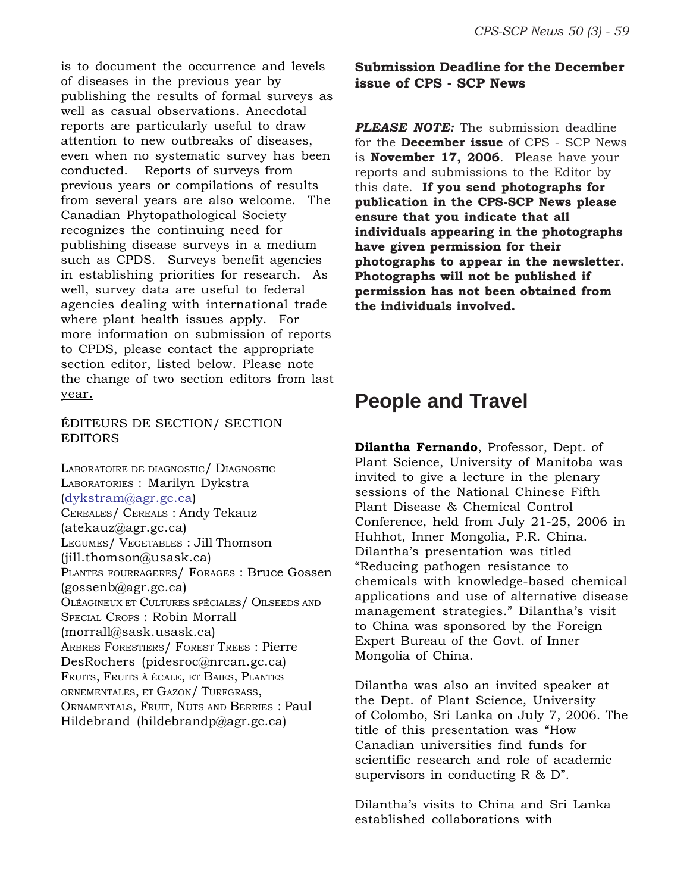is to document the occurrence and levels of diseases in the previous year by publishing the results of formal surveys as well as casual observations. Anecdotal reports are particularly useful to draw attention to new outbreaks of diseases, even when no systematic survey has been conducted. Reports of surveys from previous years or compilations of results from several years are also welcome. The Canadian Phytopathological Society recognizes the continuing need for publishing disease surveys in a medium such as CPDS. Surveys benefit agencies in establishing priorities for research. As well, survey data are useful to federal agencies dealing with international trade where plant health issues apply. For more information on submission of reports to CPDS, please contact the appropriate section editor, listed below. Please note the change of two section editors from last year.

ÉDITEURS DE SECTION/ SECTION EDITORS

LABORATOIRE DE DIAGNOSTIC/ DIAGNOSTIC LABORATORIES : Marilyn Dykstra (dykstram@agr.gc.ca)
CEREALES/ CEREALS : Andy Tekauz (atekauz@agr.gc.ca)
LEGUMES/ VEGETABLES : Jill Thomson (jill.thomson@usask.ca)
PLANTES FOURRAGERES/ FORAGES : Bruce Gossen (gossenb@agr.gc.ca)
OLÉAGINEUX ET CULTURES SPÉCIALES/ OILSEEDS AND SPECIAL CROPS : Robin Morrall (morrall@sask.usask.ca)
ARBRES FORESTIERS/ FOREST TREES : Pierre DesRochers (pidesroc@nrcan.gc.ca)
FRUITS, FRUITS À ÉCALE, ET BAIES, PLANTES ORNEMENTALES, ET GAZON/ TURFGRASS, ORNAMENTALS, FRUIT, NUTS AND BERRIES : Paul Hildebrand (hildebrandp@agr.gc.ca)

**Submission Deadline for the December issue of CPS - SCP News**

***PLEASE NOTE:*** The submission deadline for the **December issue** of CPS - SCP News is **November 17, 2006**. Please have your reports and submissions to the Editor by this date. **If you send photographs for publication in the CPS-SCP News please ensure that you indicate that all individuals appearing in the photographs have given permission for their photographs to appear in the newsletter. Photographs will not be published if permission has not been obtained from the individuals involved.**

# People and Travel

**Dilantha Fernando**, Professor, Dept. of Plant Science, University of Manitoba was invited to give a lecture in the plenary sessions of the National Chinese Fifth Plant Disease & Chemical Control Conference, held from July 21-25, 2006 in Huhhot, Inner Mongolia, P.R. China. Dilantha's presentation was titled "Reducing pathogen resistance to chemicals with knowledge-based chemical applications and use of alternative disease management strategies." Dilantha's visit to China was sponsored by the Foreign Expert Bureau of the Govt. of Inner Mongolia of China.

Dilantha was also an invited speaker at the Dept. of Plant Science, University of Colombo, Sri Lanka on July 7, 2006. The title of this presentation was "How Canadian universities find funds for scientific research and role of academic supervisors in conducting R & D".

Dilantha's visits to China and Sri Lanka established collaborations with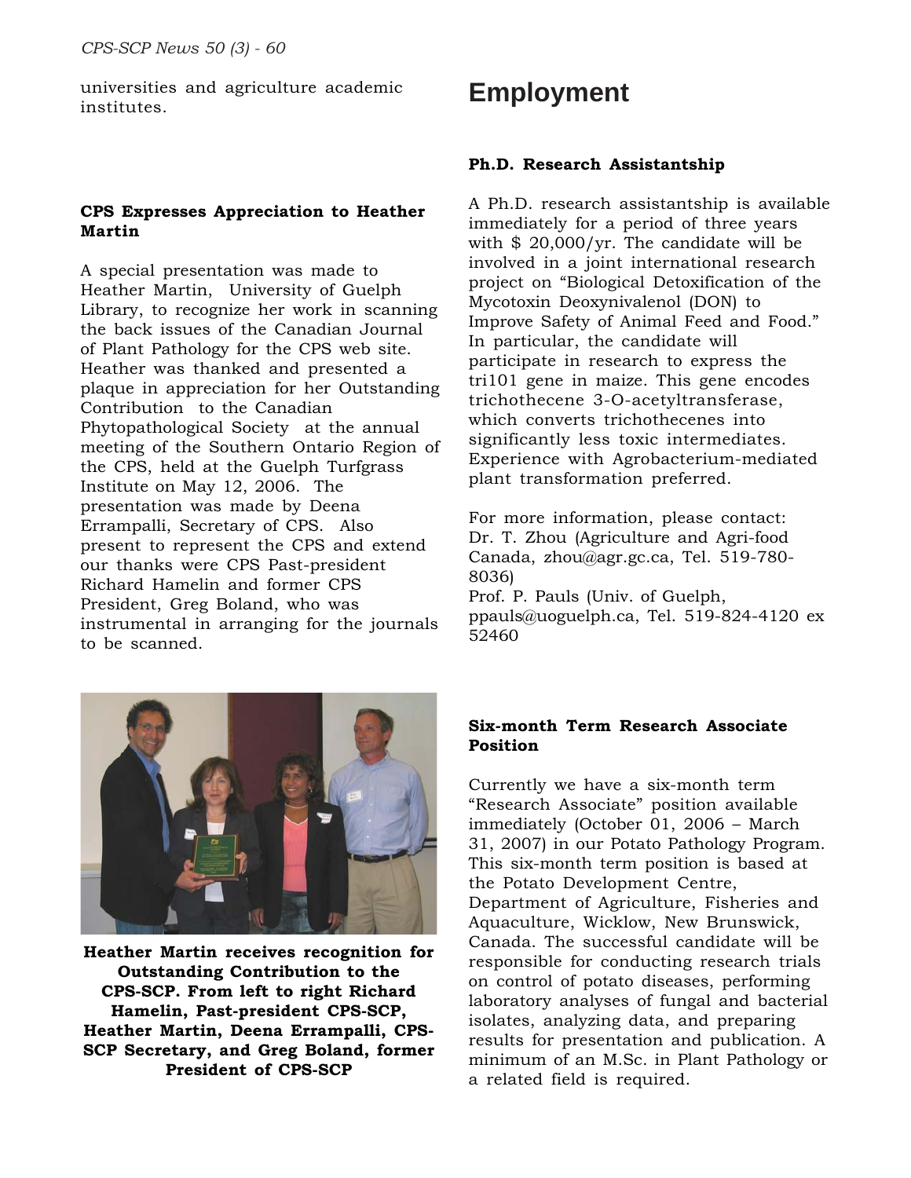universities and agriculture academic institutes.

**CPS Expresses Appreciation to Heather Martin**

A special presentation was made to Heather Martin, University of Guelph Library, to recognize her work in scanning the back issues of the Canadian Journal of Plant Pathology for the CPS web site. Heather was thanked and presented a plaque in appreciation for her Outstanding Contribution to the Canadian Phytopathological Society at the annual meeting of the Southern Ontario Region of the CPS, held at the Guelph Turfgrass Institute on May 12, 2006. The presentation was made by Deena Errampalli, Secretary of CPS. Also present to represent the CPS and extend our thanks were CPS Past-president Richard Hamelin and former CPS President, Greg Boland, who was instrumental in arranging for the journals to be scanned.

**Heather Martin receives recognition for Outstanding Contribution to the CPS-SCP. From left to right Richard Hamelin, Past-president CPS-SCP, Heather Martin, Deena Errampalli, CPS-SCP Secretary, and Greg Boland, former President of CPS-SCP**

# Employment

**Ph.D. Research Assistantship**

A Ph.D. research assistantship is available immediately for a period of three years with $ 20,000/yr. The candidate will be involved in a joint international research project on "Biological Detoxification of the Mycotoxin Deoxynivalenol (DON) to Improve Safety of Animal Feed and Food." In particular, the candidate will participate in research to express the tri101 gene in maize. This gene encodes trichothecene 3-O-acetyltransferase, which converts trichothecenes into significantly less toxic intermediates. Experience with Agrobacterium-mediated plant transformation preferred.

For more information, please contact:
Dr. T. Zhou (Agriculture and Agri-food Canada, zhou@agr.gc.ca, Tel. 519-780-8036)
Prof. P. Pauls (Univ. of Guelph, ppauls@uoguelph.ca, Tel. 519-824-4120 ex 52460

**Six-month Term Research Associate Position**

Currently we have a six-month term "Research Associate" position available immediately (October 01, 2006 – March 31, 2007) in our Potato Pathology Program. This six-month term position is based at the Potato Development Centre, Department of Agriculture, Fisheries and Aquaculture, Wicklow, New Brunswick, Canada. The successful candidate will be responsible for conducting research trials on control of potato diseases, performing laboratory analyses of fungal and bacterial isolates, analyzing data, and preparing results for presentation and publication. A minimum of an M.Sc. in Plant Pathology or a related field is required.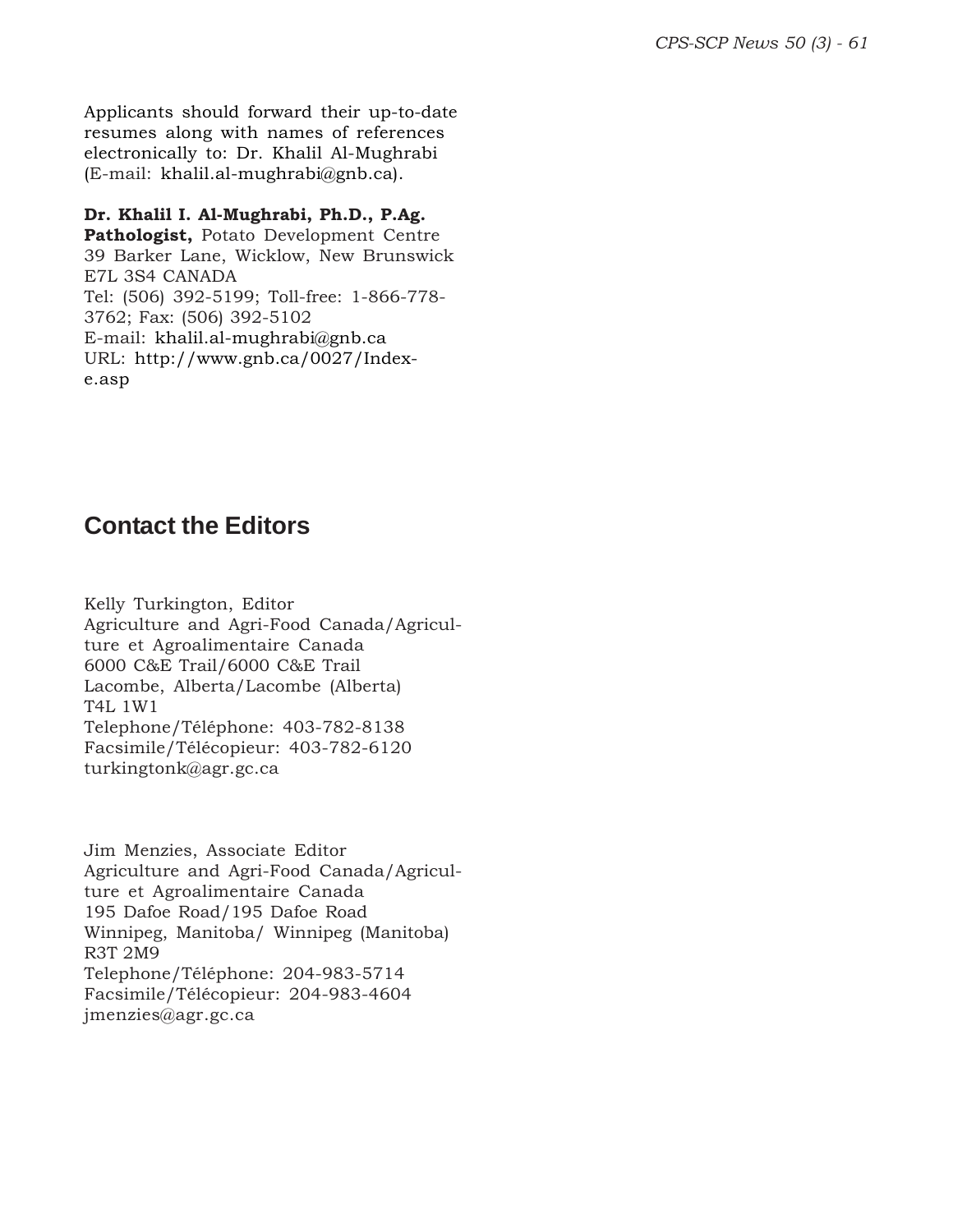Applicants should forward their up-to-date resumes along with names of references electronically to: Dr. Khalil Al-Mughrabi (E-mail: khalil.al-mughrabi@gnb.ca).

**Dr. Khalil I. Al-Mughrabi, Ph.D., P.Ag.**
**Pathologist,** Potato Development Centre
39 Barker Lane, Wicklow, New Brunswick
E7L 3S4 CANADA
Tel: (506) 392-5199; Toll-free: 1-866-778-3762; Fax: (506) 392-5102
E-mail: khalil.al-mughrabi@gnb.ca
URL: http://www.gnb.ca/0027/Index-e.asp

## Contact the Editors

Kelly Turkington, Editor
Agriculture and Agri-Food Canada/Agriculture et Agroalimentaire Canada
6000 C&E Trail/6000 C&E Trail
Lacombe, Alberta/Lacombe (Alberta)
T4L 1W1
Telephone/Téléphone: 403-782-8138
Facsimile/Télécopieur: 403-782-6120
turkingtonk@agr.gc.ca

Jim Menzies, Associate Editor
Agriculture and Agri-Food Canada/Agriculture et Agroalimentaire Canada
195 Dafoe Road/195 Dafoe Road
Winnipeg, Manitoba/ Winnipeg (Manitoba)
R3T 2M9
Telephone/Téléphone: 204-983-5714
Facsimile/Télécopieur: 204-983-4604
jmenzies@agr.gc.ca